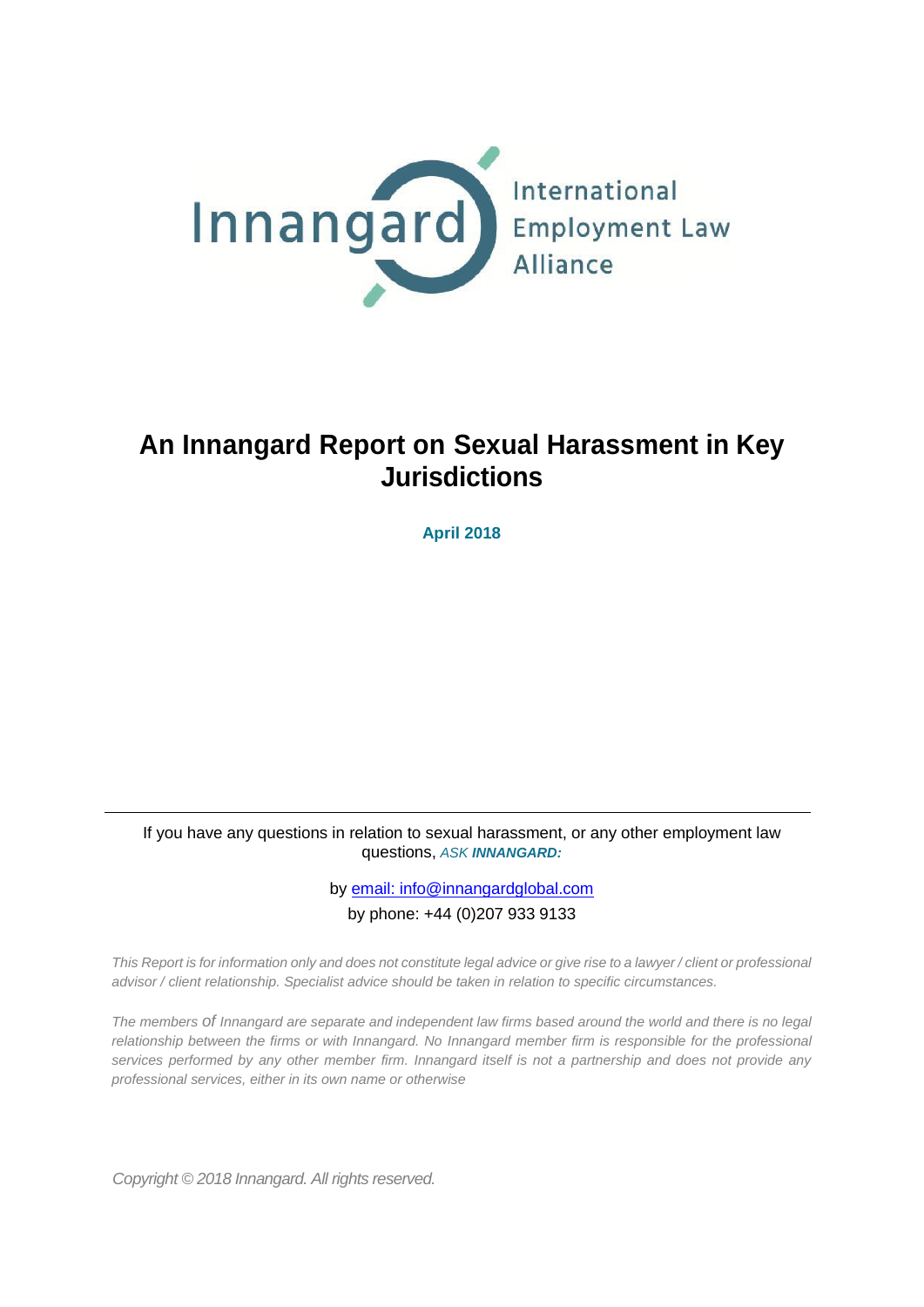Innangard International Employment Law Alliance

# An Innangard Report on Sexual Harassment in Key Jurisdictions

**April 2018**

---

If you have any questions in relation to sexual harassment, or any other employment law questions, *ASK* ***INNANGARD:***

by email: info@innangardglobal.com

by phone: +44 (0)207 933 9133

*This Report is for information only and does not constitute legal advice or give rise to a lawyer / client or professional advisor / client relationship. Specialist advice should be taken in relation to specific circumstances.*

*The members of Innangard are separate and independent law firms based around the world and there is no legal relationship between the firms or with Innangard. No Innangard member firm is responsible for the professional services performed by any other member firm. Innangard itself is not a partnership and does not provide any professional services, either in its own name or otherwise*

*Copyright © 2018 Innangard. All rights reserved.*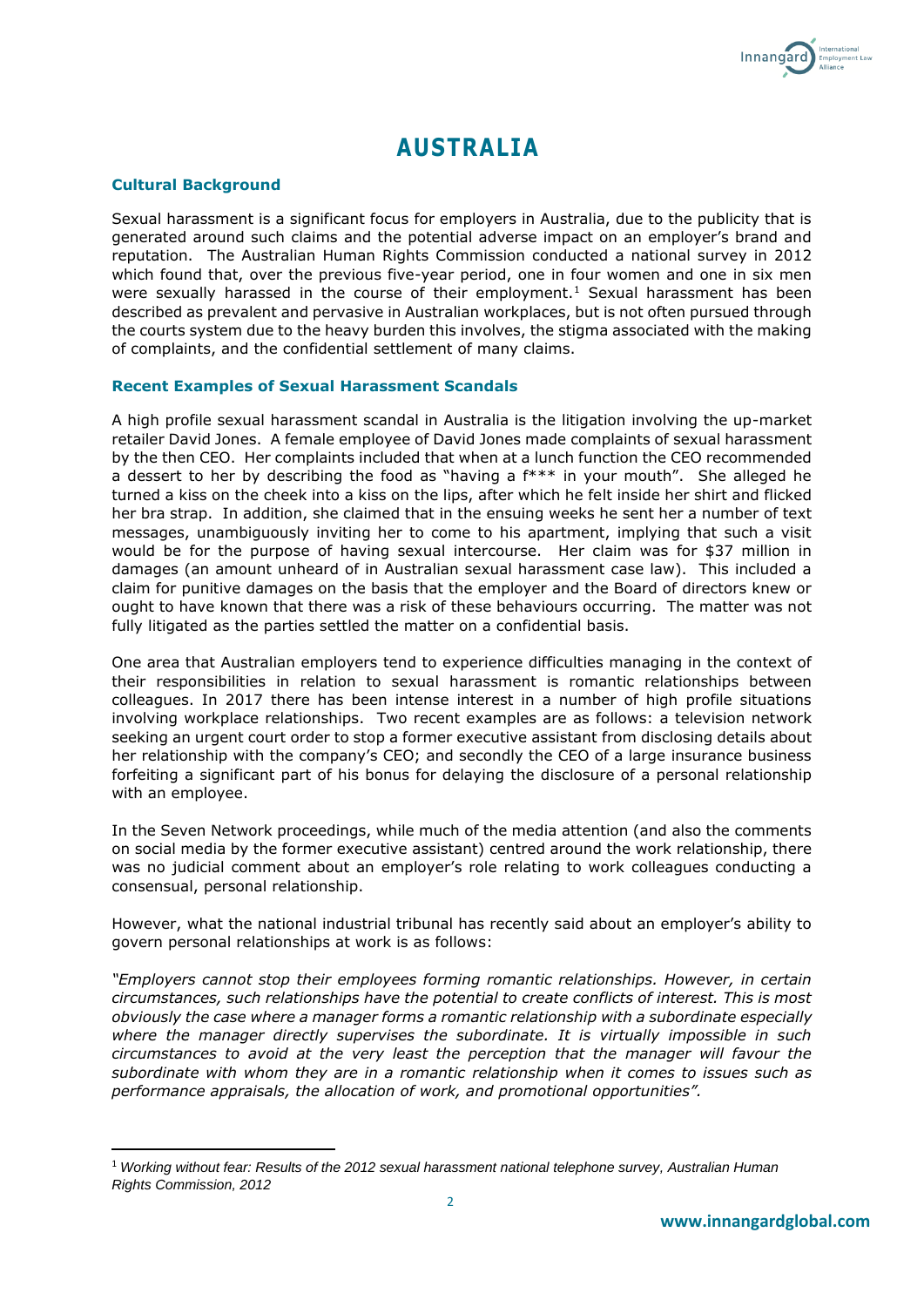# AUSTRALIA

### Cultural Background

Sexual harassment is a significant focus for employers in Australia, due to the publicity that is generated around such claims and the potential adverse impact on an employer's brand and reputation. The Australian Human Rights Commission conducted a national survey in 2012 which found that, over the previous five-year period, one in four women and one in six men were sexually harassed in the course of their employment.[1] Sexual harassment has been described as prevalent and pervasive in Australian workplaces, but is not often pursued through the courts system due to the heavy burden this involves, the stigma associated with the making of complaints, and the confidential settlement of many claims.

### Recent Examples of Sexual Harassment Scandals

A high profile sexual harassment scandal in Australia is the litigation involving the up-market retailer David Jones. A female employee of David Jones made complaints of sexual harassment by the then CEO. Her complaints included that when at a lunch function the CEO recommended a dessert to her by describing the food as "having a f*** in your mouth". She alleged he turned a kiss on the cheek into a kiss on the lips, after which he felt inside her shirt and flicked her bra strap. In addition, she claimed that in the ensuing weeks he sent her a number of text messages, unambiguously inviting her to come to his apartment, implying that such a visit would be for the purpose of having sexual intercourse. Her claim was for $37 million in damages (an amount unheard of in Australian sexual harassment case law). This included a claim for punitive damages on the basis that the employer and the Board of directors knew or ought to have known that there was a risk of these behaviours occurring. The matter was not fully litigated as the parties settled the matter on a confidential basis.

One area that Australian employers tend to experience difficulties managing in the context of their responsibilities in relation to sexual harassment is romantic relationships between colleagues. In 2017 there has been intense interest in a number of high profile situations involving workplace relationships. Two recent examples are as follows: a television network seeking an urgent court order to stop a former executive assistant from disclosing details about her relationship with the company's CEO; and secondly the CEO of a large insurance business forfeiting a significant part of his bonus for delaying the disclosure of a personal relationship with an employee.

In the Seven Network proceedings, while much of the media attention (and also the comments on social media by the former executive assistant) centred around the work relationship, there was no judicial comment about an employer's role relating to work colleagues conducting a consensual, personal relationship.

However, what the national industrial tribunal has recently said about an employer's ability to govern personal relationships at work is as follows:

*"Employers cannot stop their employees forming romantic relationships. However, in certain circumstances, such relationships have the potential to create conflicts of interest. This is most obviously the case where a manager forms a romantic relationship with a subordinate especially where the manager directly supervises the subordinate. It is virtually impossible in such circumstances to avoid at the very least the perception that the manager will favour the subordinate with whom they are in a romantic relationship when it comes to issues such as performance appraisals, the allocation of work, and promotional opportunities".*

---

[1] *Working without fear: Results of the 2012 sexual harassment national telephone survey, Australian Human Rights Commission, 2012*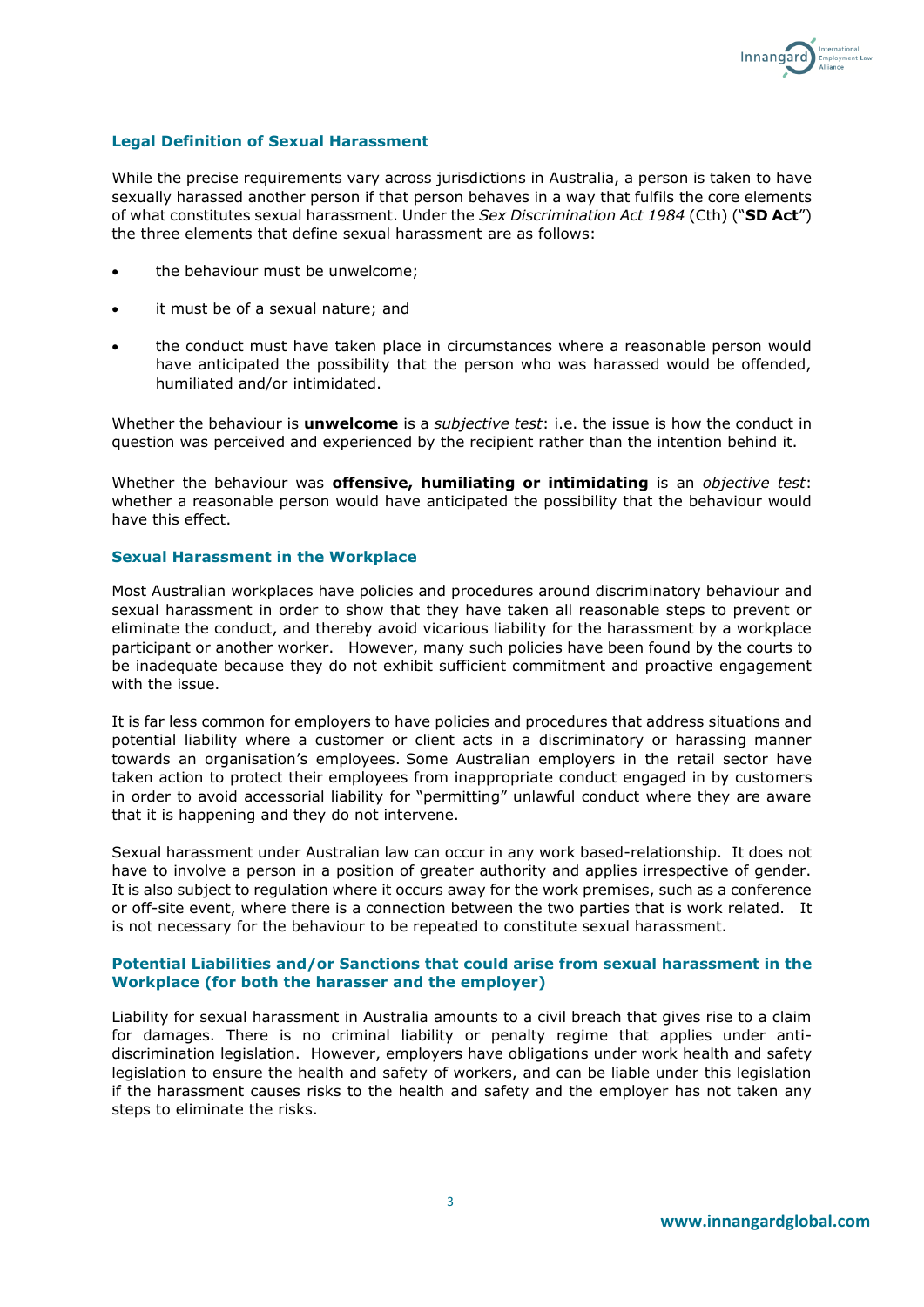## Legal Definition of Sexual Harassment

While the precise requirements vary across jurisdictions in Australia, a person is taken to have sexually harassed another person if that person behaves in a way that fulfils the core elements of what constitutes sexual harassment. Under the *Sex Discrimination Act 1984* (Cth) ("**SD Act**") the three elements that define sexual harassment are as follows:

- the behaviour must be unwelcome;
- it must be of a sexual nature; and
- the conduct must have taken place in circumstances where a reasonable person would have anticipated the possibility that the person who was harassed would be offended, humiliated and/or intimidated.

Whether the behaviour is **unwelcome** is a *subjective test*: i.e. the issue is how the conduct in question was perceived and experienced by the recipient rather than the intention behind it.

Whether the behaviour was **offensive, humiliating or intimidating** is an *objective test*: whether a reasonable person would have anticipated the possibility that the behaviour would have this effect.

## Sexual Harassment in the Workplace

Most Australian workplaces have policies and procedures around discriminatory behaviour and sexual harassment in order to show that they have taken all reasonable steps to prevent or eliminate the conduct, and thereby avoid vicarious liability for the harassment by a workplace participant or another worker. However, many such policies have been found by the courts to be inadequate because they do not exhibit sufficient commitment and proactive engagement with the issue.

It is far less common for employers to have policies and procedures that address situations and potential liability where a customer or client acts in a discriminatory or harassing manner towards an organisation's employees. Some Australian employers in the retail sector have taken action to protect their employees from inappropriate conduct engaged in by customers in order to avoid accessorial liability for "permitting" unlawful conduct where they are aware that it is happening and they do not intervene.

Sexual harassment under Australian law can occur in any work based-relationship. It does not have to involve a person in a position of greater authority and applies irrespective of gender. It is also subject to regulation where it occurs away for the work premises, such as a conference or off-site event, where there is a connection between the two parties that is work related. It is not necessary for the behaviour to be repeated to constitute sexual harassment.

## Potential Liabilities and/or Sanctions that could arise from sexual harassment in the Workplace (for both the harasser and the employer)

Liability for sexual harassment in Australia amounts to a civil breach that gives rise to a claim for damages. There is no criminal liability or penalty regime that applies under anti-discrimination legislation. However, employers have obligations under work health and safety legislation to ensure the health and safety of workers, and can be liable under this legislation if the harassment causes risks to the health and safety and the employer has not taken any steps to eliminate the risks.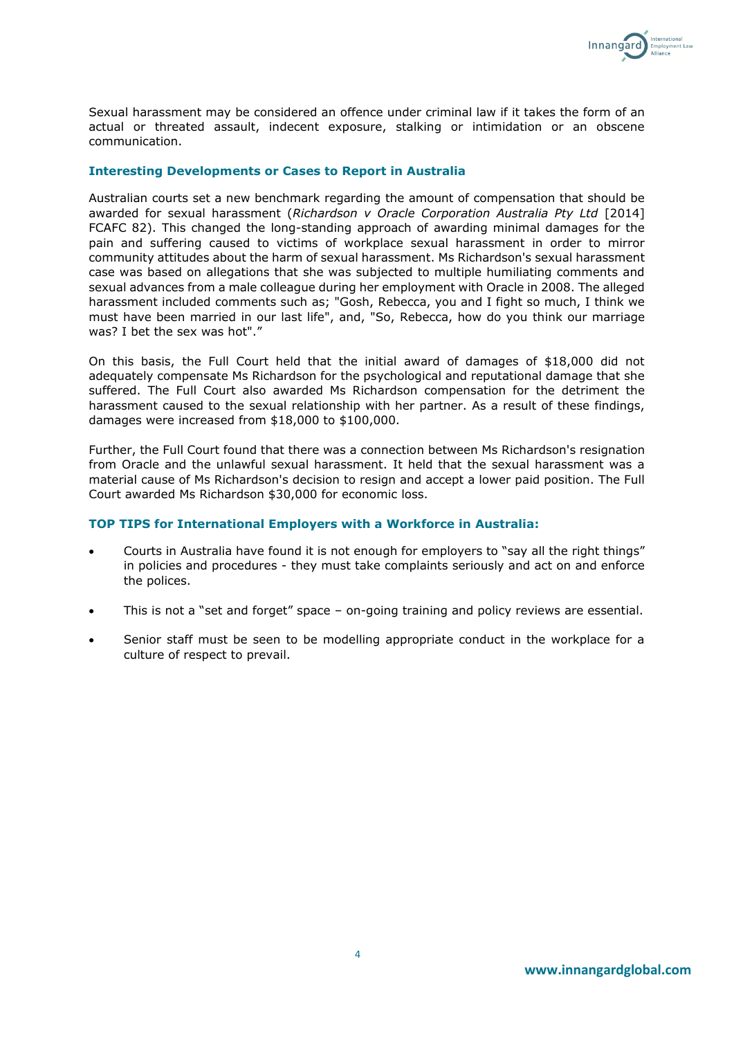Sexual harassment may be considered an offence under criminal law if it takes the form of an actual or threated assault, indecent exposure, stalking or intimidation or an obscene communication.

### Interesting Developments or Cases to Report in Australia

Australian courts set a new benchmark regarding the amount of compensation that should be awarded for sexual harassment (*Richardson v Oracle Corporation Australia Pty Ltd* [2014] FCAFC 82). This changed the long-standing approach of awarding minimal damages for the pain and suffering caused to victims of workplace sexual harassment in order to mirror community attitudes about the harm of sexual harassment. Ms Richardson's sexual harassment case was based on allegations that she was subjected to multiple humiliating comments and sexual advances from a male colleague during her employment with Oracle in 2008. The alleged harassment included comments such as; "Gosh, Rebecca, you and I fight so much, I think we must have been married in our last life", and, "So, Rebecca, how do you think our marriage was? I bet the sex was hot"."

On this basis, the Full Court held that the initial award of damages of $18,000 did not adequately compensate Ms Richardson for the psychological and reputational damage that she suffered. The Full Court also awarded Ms Richardson compensation for the detriment the harassment caused to the sexual relationship with her partner. As a result of these findings, damages were increased from $18,000 to $100,000.

Further, the Full Court found that there was a connection between Ms Richardson's resignation from Oracle and the unlawful sexual harassment. It held that the sexual harassment was a material cause of Ms Richardson's decision to resign and accept a lower paid position. The Full Court awarded Ms Richardson $30,000 for economic loss.

### TOP TIPS for International Employers with a Workforce in Australia:

- Courts in Australia have found it is not enough for employers to "say all the right things" in policies and procedures - they must take complaints seriously and act on and enforce the polices.
- This is not a "set and forget" space – on-going training and policy reviews are essential.
- Senior staff must be seen to be modelling appropriate conduct in the workplace for a culture of respect to prevail.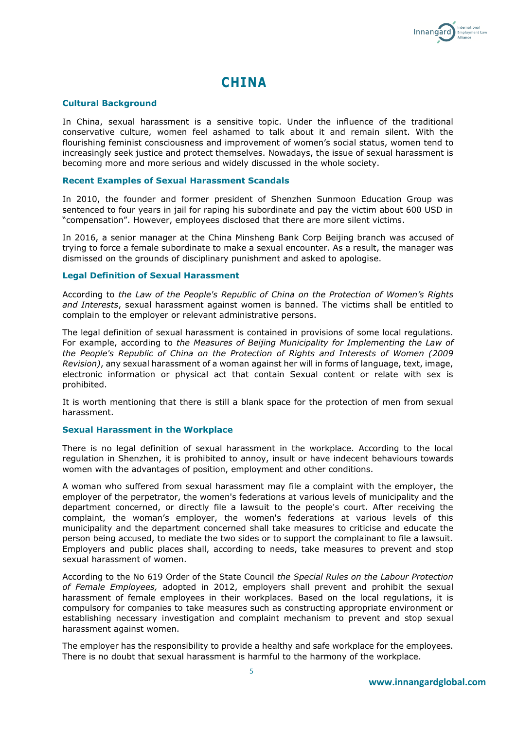# CHINA

### Cultural Background

In China, sexual harassment is a sensitive topic. Under the influence of the traditional conservative culture, women feel ashamed to talk about it and remain silent. With the flourishing feminist consciousness and improvement of women's social status, women tend to increasingly seek justice and protect themselves. Nowadays, the issue of sexual harassment is becoming more and more serious and widely discussed in the whole society.

### Recent Examples of Sexual Harassment Scandals

In 2010, the founder and former president of Shenzhen Sunmoon Education Group was sentenced to four years in jail for raping his subordinate and pay the victim about 600 USD in "compensation". However, employees disclosed that there are more silent victims.

In 2016, a senior manager at the China Minsheng Bank Corp Beijing branch was accused of trying to force a female subordinate to make a sexual encounter. As a result, the manager was dismissed on the grounds of disciplinary punishment and asked to apologise.

### Legal Definition of Sexual Harassment

According to *the Law of the People's Republic of China on the Protection of Women's Rights and Interests*, sexual harassment against women is banned. The victims shall be entitled to complain to the employer or relevant administrative persons.

The legal definition of sexual harassment is contained in provisions of some local regulations. For example, according to *the Measures of Beijing Municipality for Implementing the Law of the People's Republic of China on the Protection of Rights and Interests of Women (2009 Revision)*, any sexual harassment of a woman against her will in forms of language, text, image, electronic information or physical act that contain Sexual content or relate with sex is prohibited.

It is worth mentioning that there is still a blank space for the protection of men from sexual harassment.

### Sexual Harassment in the Workplace

There is no legal definition of sexual harassment in the workplace. According to the local regulation in Shenzhen, it is prohibited to annoy, insult or have indecent behaviours towards women with the advantages of position, employment and other conditions.

A woman who suffered from sexual harassment may file a complaint with the employer, the employer of the perpetrator, the women's federations at various levels of municipality and the department concerned, or directly file a lawsuit to the people's court. After receiving the complaint, the woman's employer, the women's federations at various levels of this municipality and the department concerned shall take measures to criticise and educate the person being accused, to mediate the two sides or to support the complainant to file a lawsuit. Employers and public places shall, according to needs, take measures to prevent and stop sexual harassment of women.

According to the No 619 Order of the State Council *the Special Rules on the Labour Protection of Female Employees,* adopted in 2012, employers shall prevent and prohibit the sexual harassment of female employees in their workplaces. Based on the local regulations, it is compulsory for companies to take measures such as constructing appropriate environment or establishing necessary investigation and complaint mechanism to prevent and stop sexual harassment against women.

The employer has the responsibility to provide a healthy and safe workplace for the employees. There is no doubt that sexual harassment is harmful to the harmony of the workplace.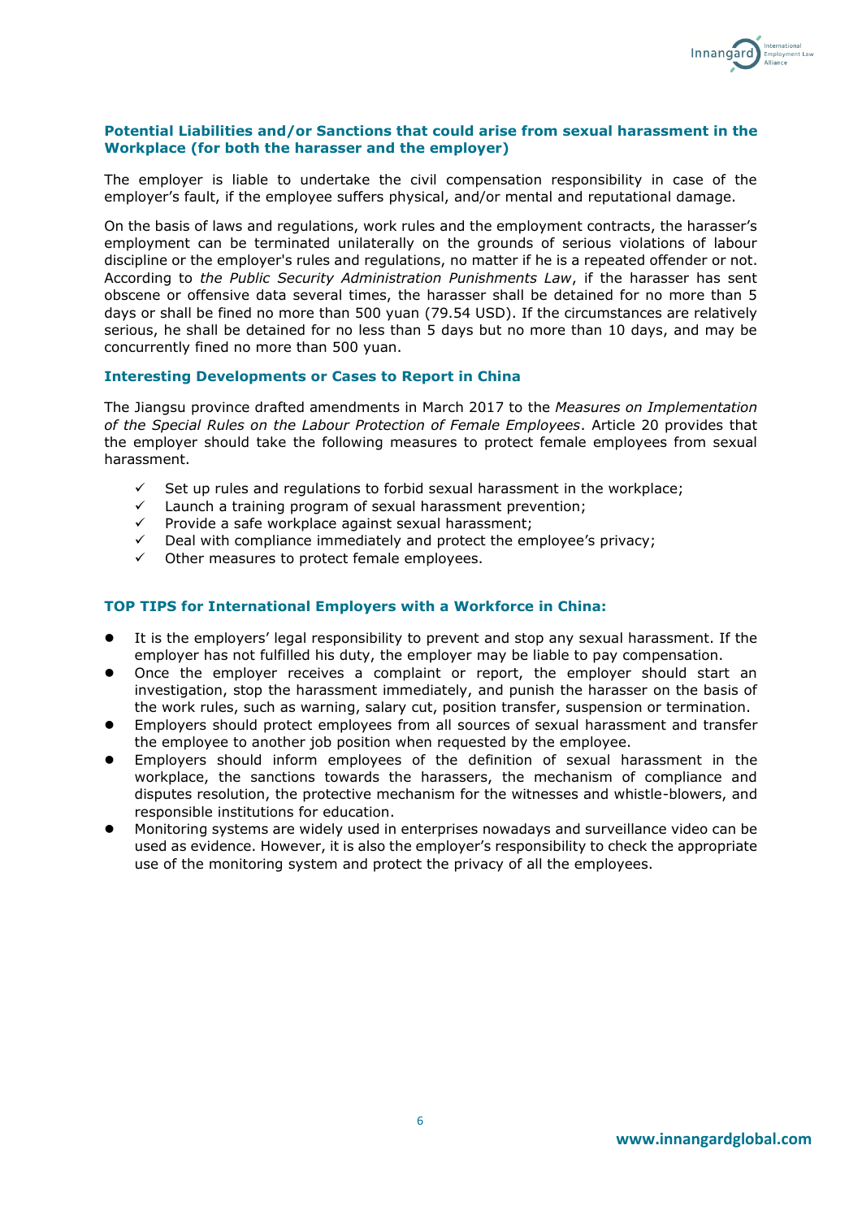### Potential Liabilities and/or Sanctions that could arise from sexual harassment in the Workplace (for both the harasser and the employer)

The employer is liable to undertake the civil compensation responsibility in case of the employer's fault, if the employee suffers physical, and/or mental and reputational damage.

On the basis of laws and regulations, work rules and the employment contracts, the harasser's employment can be terminated unilaterally on the grounds of serious violations of labour discipline or the employer's rules and regulations, no matter if he is a repeated offender or not. According to *the Public Security Administration Punishments Law*, if the harasser has sent obscene or offensive data several times, the harasser shall be detained for no more than 5 days or shall be fined no more than 500 yuan (79.54 USD). If the circumstances are relatively serious, he shall be detained for no less than 5 days but no more than 10 days, and may be concurrently fined no more than 500 yuan.

### Interesting Developments or Cases to Report in China

The Jiangsu province drafted amendments in March 2017 to the *Measures on Implementation of the Special Rules on the Labour Protection of Female Employees*. Article 20 provides that the employer should take the following measures to protect female employees from sexual harassment.

- ✓ Set up rules and regulations to forbid sexual harassment in the workplace;
- ✓ Launch a training program of sexual harassment prevention;
- ✓ Provide a safe workplace against sexual harassment;
- ✓ Deal with compliance immediately and protect the employee's privacy;
- ✓ Other measures to protect female employees.

### TOP TIPS for International Employers with a Workforce in China:

- It is the employers' legal responsibility to prevent and stop any sexual harassment. If the employer has not fulfilled his duty, the employer may be liable to pay compensation.
- Once the employer receives a complaint or report, the employer should start an investigation, stop the harassment immediately, and punish the harasser on the basis of the work rules, such as warning, salary cut, position transfer, suspension or termination.
- Employers should protect employees from all sources of sexual harassment and transfer the employee to another job position when requested by the employee.
- Employers should inform employees of the definition of sexual harassment in the workplace, the sanctions towards the harassers, the mechanism of compliance and disputes resolution, the protective mechanism for the witnesses and whistle-blowers, and responsible institutions for education.
- Monitoring systems are widely used in enterprises nowadays and surveillance video can be used as evidence. However, it is also the employer's responsibility to check the appropriate use of the monitoring system and protect the privacy of all the employees.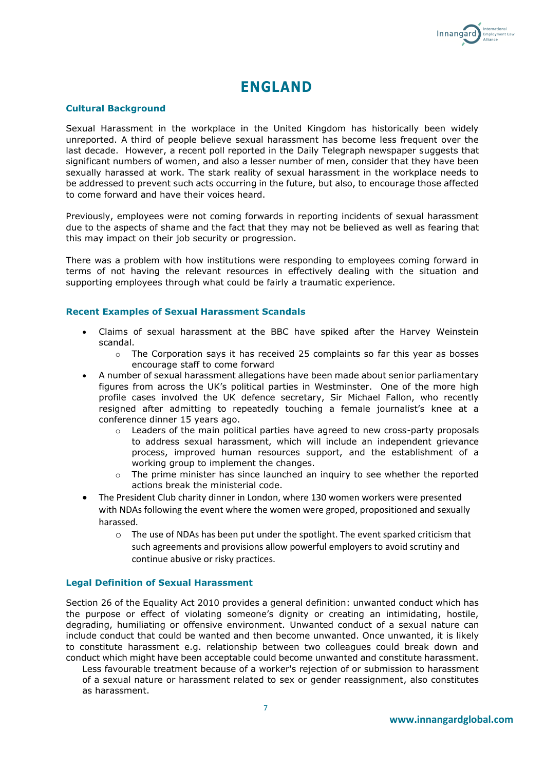# ENGLAND

### Cultural Background

Sexual Harassment in the workplace in the United Kingdom has historically been widely unreported. A third of people believe sexual harassment has become less frequent over the last decade. However, a recent poll reported in the Daily Telegraph newspaper suggests that significant numbers of women, and also a lesser number of men, consider that they have been sexually harassed at work. The stark reality of sexual harassment in the workplace needs to be addressed to prevent such acts occurring in the future, but also, to encourage those affected to come forward and have their voices heard.

Previously, employees were not coming forwards in reporting incidents of sexual harassment due to the aspects of shame and the fact that they may not be believed as well as fearing that this may impact on their job security or progression.

There was a problem with how institutions were responding to employees coming forward in terms of not having the relevant resources in effectively dealing with the situation and supporting employees through what could be fairly a traumatic experience.

### Recent Examples of Sexual Harassment Scandals

- Claims of sexual harassment at the BBC have spiked after the Harvey Weinstein scandal.
  - The Corporation says it has received 25 complaints so far this year as bosses encourage staff to come forward
- A number of sexual harassment allegations have been made about senior parliamentary figures from across the UK's political parties in Westminster. One of the more high profile cases involved the UK defence secretary, Sir Michael Fallon, who recently resigned after admitting to repeatedly touching a female journalist's knee at a conference dinner 15 years ago.
  - Leaders of the main political parties have agreed to new cross-party proposals to address sexual harassment, which will include an independent grievance process, improved human resources support, and the establishment of a working group to implement the changes.
  - The prime minister has since launched an inquiry to see whether the reported actions break the ministerial code.
- The President Club charity dinner in London, where 130 women workers were presented with NDAs following the event where the women were groped, propositioned and sexually harassed.
  - The use of NDAs has been put under the spotlight. The event sparked criticism that such agreements and provisions allow powerful employers to avoid scrutiny and continue abusive or risky practices.

### Legal Definition of Sexual Harassment

Section 26 of the Equality Act 2010 provides a general definition: unwanted conduct which has the purpose or effect of violating someone's dignity or creating an intimidating, hostile, degrading, humiliating or offensive environment. Unwanted conduct of a sexual nature can include conduct that could be wanted and then become unwanted. Once unwanted, it is likely to constitute harassment e.g. relationship between two colleagues could break down and conduct which might have been acceptable could become unwanted and constitute harassment.

Less favourable treatment because of a worker's rejection of or submission to harassment of a sexual nature or harassment related to sex or gender reassignment, also constitutes as harassment.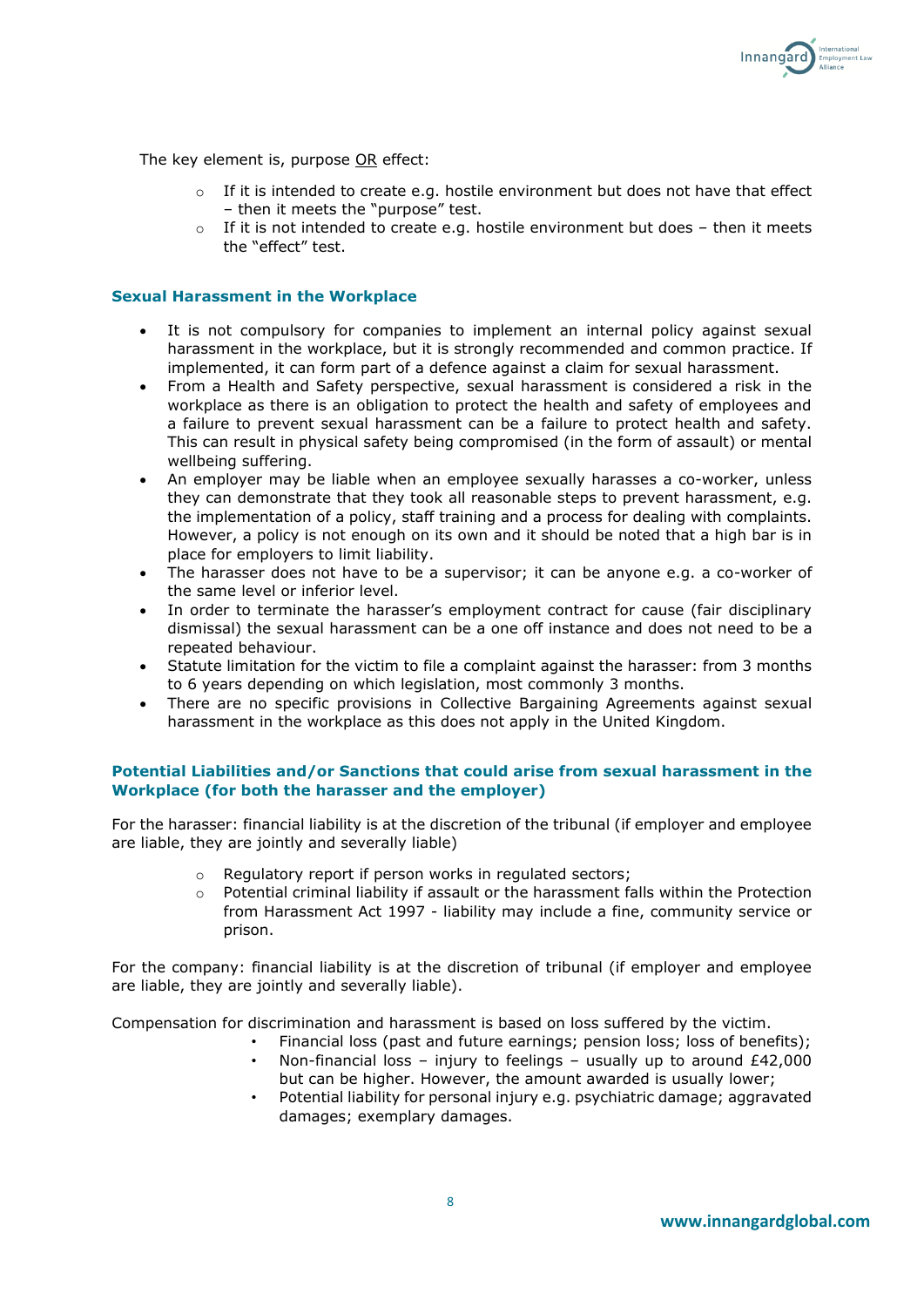The key element is, purpose <u>OR</u> effect:

- If it is intended to create e.g. hostile environment but does not have that effect – then it meets the "purpose" test.
- If it is not intended to create e.g. hostile environment but does – then it meets the "effect" test.

### Sexual Harassment in the Workplace

- It is not compulsory for companies to implement an internal policy against sexual harassment in the workplace, but it is strongly recommended and common practice. If implemented, it can form part of a defence against a claim for sexual harassment.
- From a Health and Safety perspective, sexual harassment is considered a risk in the workplace as there is an obligation to protect the health and safety of employees and a failure to prevent sexual harassment can be a failure to protect health and safety. This can result in physical safety being compromised (in the form of assault) or mental wellbeing suffering.
- An employer may be liable when an employee sexually harasses a co-worker, unless they can demonstrate that they took all reasonable steps to prevent harassment, e.g. the implementation of a policy, staff training and a process for dealing with complaints. However, a policy is not enough on its own and it should be noted that a high bar is in place for employers to limit liability.
- The harasser does not have to be a supervisor; it can be anyone e.g. a co-worker of the same level or inferior level.
- In order to terminate the harasser's employment contract for cause (fair disciplinary dismissal) the sexual harassment can be a one off instance and does not need to be a repeated behaviour.
- Statute limitation for the victim to file a complaint against the harasser: from 3 months to 6 years depending on which legislation, most commonly 3 months.
- There are no specific provisions in Collective Bargaining Agreements against sexual harassment in the workplace as this does not apply in the United Kingdom.

### Potential Liabilities and/or Sanctions that could arise from sexual harassment in the Workplace (for both the harasser and the employer)

For the harasser: financial liability is at the discretion of the tribunal (if employer and employee are liable, they are jointly and severally liable)

- Regulatory report if person works in regulated sectors;
- Potential criminal liability if assault or the harassment falls within the Protection from Harassment Act 1997 - liability may include a fine, community service or prison.

For the company: financial liability is at the discretion of tribunal (if employer and employee are liable, they are jointly and severally liable).

Compensation for discrimination and harassment is based on loss suffered by the victim.

- Financial loss (past and future earnings; pension loss; loss of benefits);
- Non-financial loss – injury to feelings – usually up to around £42,000 but can be higher. However, the amount awarded is usually lower;
- Potential liability for personal injury e.g. psychiatric damage; aggravated damages; exemplary damages.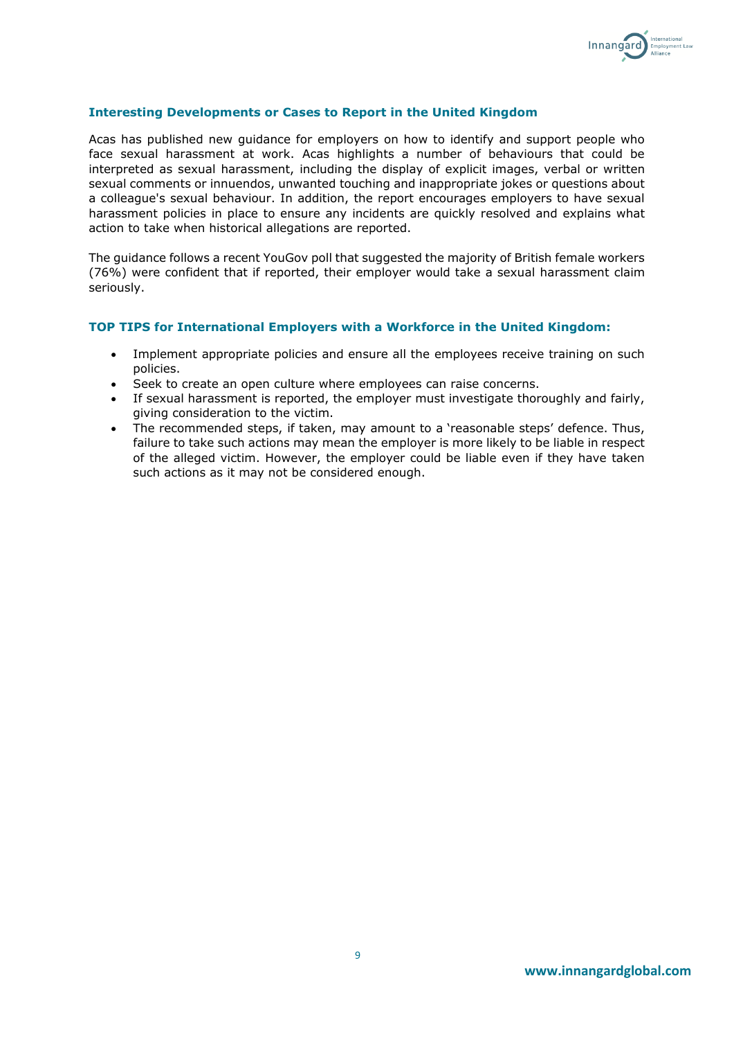## Interesting Developments or Cases to Report in the United Kingdom

Acas has published new guidance for employers on how to identify and support people who face sexual harassment at work. Acas highlights a number of behaviours that could be interpreted as sexual harassment, including the display of explicit images, verbal or written sexual comments or innuendos, unwanted touching and inappropriate jokes or questions about a colleague's sexual behaviour. In addition, the report encourages employers to have sexual harassment policies in place to ensure any incidents are quickly resolved and explains what action to take when historical allegations are reported.

The guidance follows a recent YouGov poll that suggested the majority of British female workers (76%) were confident that if reported, their employer would take a sexual harassment claim seriously.

## TOP TIPS for International Employers with a Workforce in the United Kingdom:

- Implement appropriate policies and ensure all the employees receive training on such policies.
- Seek to create an open culture where employees can raise concerns.
- If sexual harassment is reported, the employer must investigate thoroughly and fairly, giving consideration to the victim.
- The recommended steps, if taken, may amount to a 'reasonable steps' defence. Thus, failure to take such actions may mean the employer is more likely to be liable in respect of the alleged victim. However, the employer could be liable even if they have taken such actions as it may not be considered enough.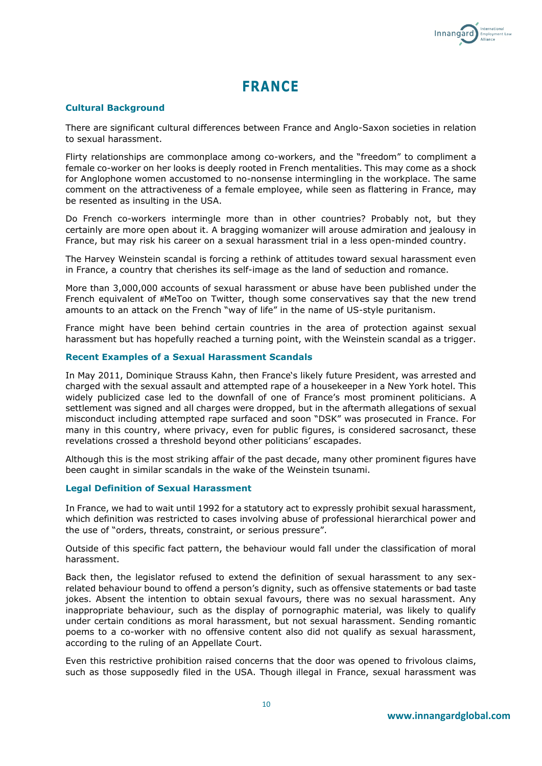# FRANCE

## Cultural Background

There are significant cultural differences between France and Anglo-Saxon societies in relation to sexual harassment.

Flirty relationships are commonplace among co-workers, and the "freedom" to compliment a female co-worker on her looks is deeply rooted in French mentalities. This may come as a shock for Anglophone women accustomed to no-nonsense intermingling in the workplace. The same comment on the attractiveness of a female employee, while seen as flattering in France, may be resented as insulting in the USA.

Do French co-workers intermingle more than in other countries? Probably not, but they certainly are more open about it. A bragging womanizer will arouse admiration and jealousy in France, but may risk his career on a sexual harassment trial in a less open-minded country.

The Harvey Weinstein scandal is forcing a rethink of attitudes toward sexual harassment even in France, a country that cherishes its self-image as the land of seduction and romance.

More than 3,000,000 accounts of sexual harassment or abuse have been published under the French equivalent of #MeToo on Twitter, though some conservatives say that the new trend amounts to an attack on the French "way of life" in the name of US-style puritanism.

France might have been behind certain countries in the area of protection against sexual harassment but has hopefully reached a turning point, with the Weinstein scandal as a trigger.

## Recent Examples of a Sexual Harassment Scandals

In May 2011, Dominique Strauss Kahn, then France's likely future President, was arrested and charged with the sexual assault and attempted rape of a housekeeper in a New York hotel. This widely publicized case led to the downfall of one of France's most prominent politicians. A settlement was signed and all charges were dropped, but in the aftermath allegations of sexual misconduct including attempted rape surfaced and soon "DSK" was prosecuted in France. For many in this country, where privacy, even for public figures, is considered sacrosanct, these revelations crossed a threshold beyond other politicians' escapades.

Although this is the most striking affair of the past decade, many other prominent figures have been caught in similar scandals in the wake of the Weinstein tsunami.

## Legal Definition of Sexual Harassment

In France, we had to wait until 1992 for a statutory act to expressly prohibit sexual harassment, which definition was restricted to cases involving abuse of professional hierarchical power and the use of "orders, threats, constraint, or serious pressure".

Outside of this specific fact pattern, the behaviour would fall under the classification of moral harassment.

Back then, the legislator refused to extend the definition of sexual harassment to any sex-related behaviour bound to offend a person's dignity, such as offensive statements or bad taste jokes. Absent the intention to obtain sexual favours, there was no sexual harassment. Any inappropriate behaviour, such as the display of pornographic material, was likely to qualify under certain conditions as moral harassment, but not sexual harassment. Sending romantic poems to a co-worker with no offensive content also did not qualify as sexual harassment, according to the ruling of an Appellate Court.

Even this restrictive prohibition raised concerns that the door was opened to frivolous claims, such as those supposedly filed in the USA. Though illegal in France, sexual harassment was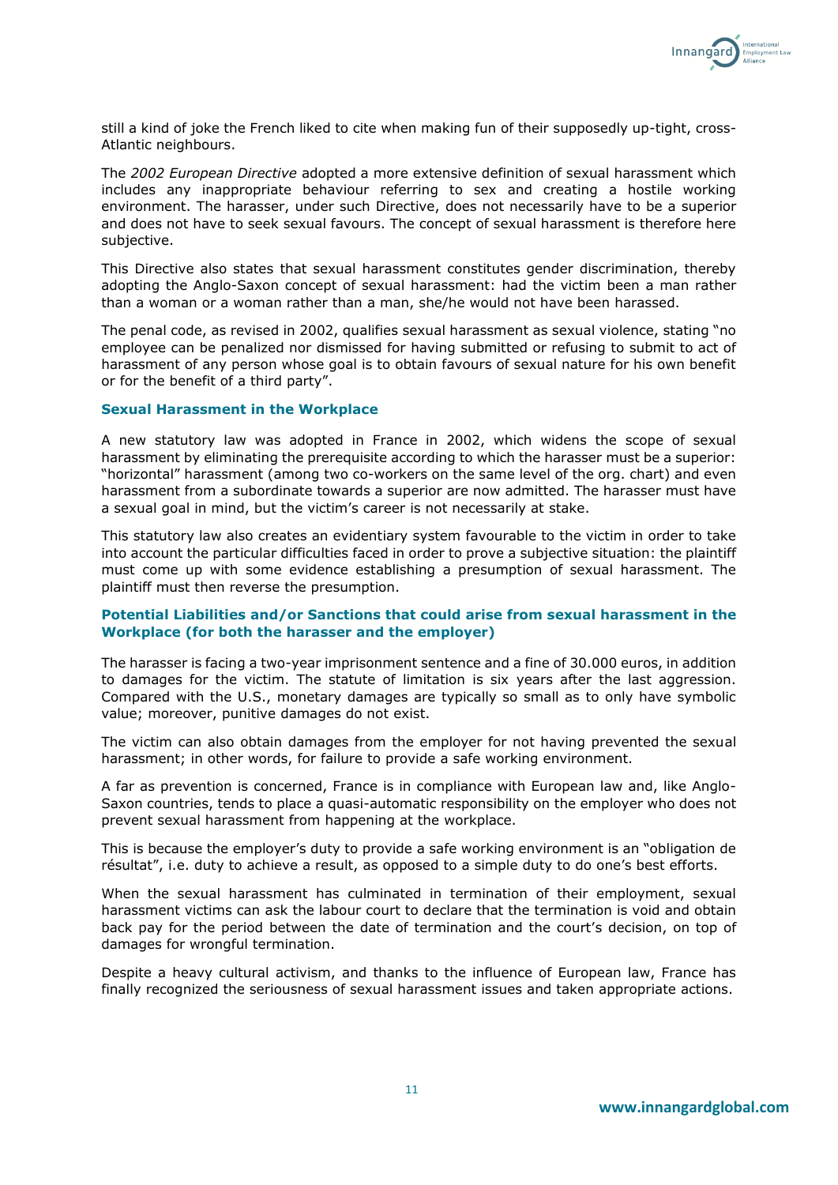still a kind of joke the French liked to cite when making fun of their supposedly up-tight, cross-Atlantic neighbours.

The *2002 European Directive* adopted a more extensive definition of sexual harassment which includes any inappropriate behaviour referring to sex and creating a hostile working environment. The harasser, under such Directive, does not necessarily have to be a superior and does not have to seek sexual favours. The concept of sexual harassment is therefore here subjective.

This Directive also states that sexual harassment constitutes gender discrimination, thereby adopting the Anglo-Saxon concept of sexual harassment: had the victim been a man rather than a woman or a woman rather than a man, she/he would not have been harassed.

The penal code, as revised in 2002, qualifies sexual harassment as sexual violence, stating "no employee can be penalized nor dismissed for having submitted or refusing to submit to act of harassment of any person whose goal is to obtain favours of sexual nature for his own benefit or for the benefit of a third party".

### Sexual Harassment in the Workplace

A new statutory law was adopted in France in 2002, which widens the scope of sexual harassment by eliminating the prerequisite according to which the harasser must be a superior: "horizontal" harassment (among two co-workers on the same level of the org. chart) and even harassment from a subordinate towards a superior are now admitted. The harasser must have a sexual goal in mind, but the victim's career is not necessarily at stake.

This statutory law also creates an evidentiary system favourable to the victim in order to take into account the particular difficulties faced in order to prove a subjective situation: the plaintiff must come up with some evidence establishing a presumption of sexual harassment. The plaintiff must then reverse the presumption.

### Potential Liabilities and/or Sanctions that could arise from sexual harassment in the Workplace (for both the harasser and the employer)

The harasser is facing a two-year imprisonment sentence and a fine of 30.000 euros, in addition to damages for the victim. The statute of limitation is six years after the last aggression. Compared with the U.S., monetary damages are typically so small as to only have symbolic value; moreover, punitive damages do not exist.

The victim can also obtain damages from the employer for not having prevented the sexual harassment; in other words, for failure to provide a safe working environment.

A far as prevention is concerned, France is in compliance with European law and, like Anglo-Saxon countries, tends to place a quasi-automatic responsibility on the employer who does not prevent sexual harassment from happening at the workplace.

This is because the employer's duty to provide a safe working environment is an "obligation de résultat", i.e. duty to achieve a result, as opposed to a simple duty to do one's best efforts.

When the sexual harassment has culminated in termination of their employment, sexual harassment victims can ask the labour court to declare that the termination is void and obtain back pay for the period between the date of termination and the court's decision, on top of damages for wrongful termination.

Despite a heavy cultural activism, and thanks to the influence of European law, France has finally recognized the seriousness of sexual harassment issues and taken appropriate actions.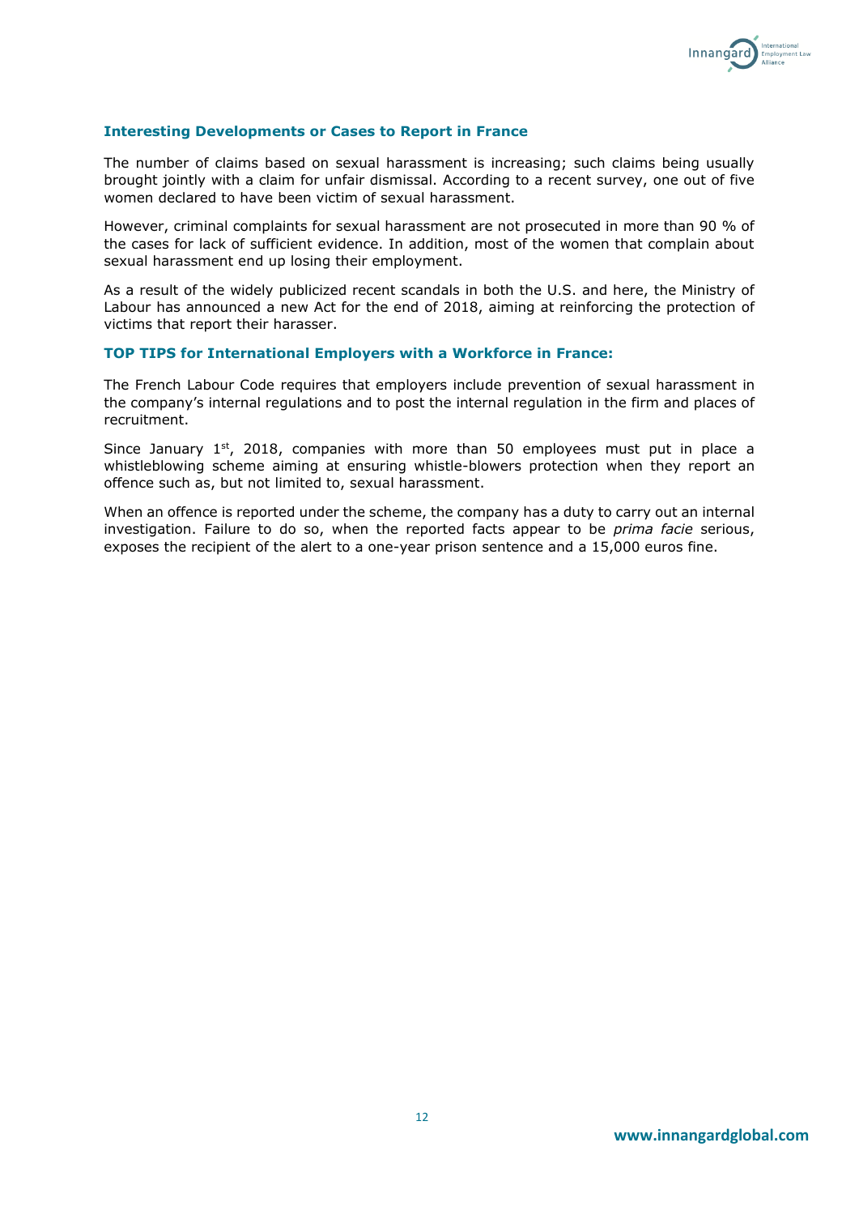### Interesting Developments or Cases to Report in France

The number of claims based on sexual harassment is increasing; such claims being usually brought jointly with a claim for unfair dismissal. According to a recent survey, one out of five women declared to have been victim of sexual harassment.

However, criminal complaints for sexual harassment are not prosecuted in more than 90 % of the cases for lack of sufficient evidence. In addition, most of the women that complain about sexual harassment end up losing their employment.

As a result of the widely publicized recent scandals in both the U.S. and here, the Ministry of Labour has announced a new Act for the end of 2018, aiming at reinforcing the protection of victims that report their harasser.

### TOP TIPS for International Employers with a Workforce in France:

The French Labour Code requires that employers include prevention of sexual harassment in the company's internal regulations and to post the internal regulation in the firm and places of recruitment.

Since January 1st, 2018, companies with more than 50 employees must put in place a whistleblowing scheme aiming at ensuring whistle-blowers protection when they report an offence such as, but not limited to, sexual harassment.

When an offence is reported under the scheme, the company has a duty to carry out an internal investigation. Failure to do so, when the reported facts appear to be *prima facie* serious, exposes the recipient of the alert to a one-year prison sentence and a 15,000 euros fine.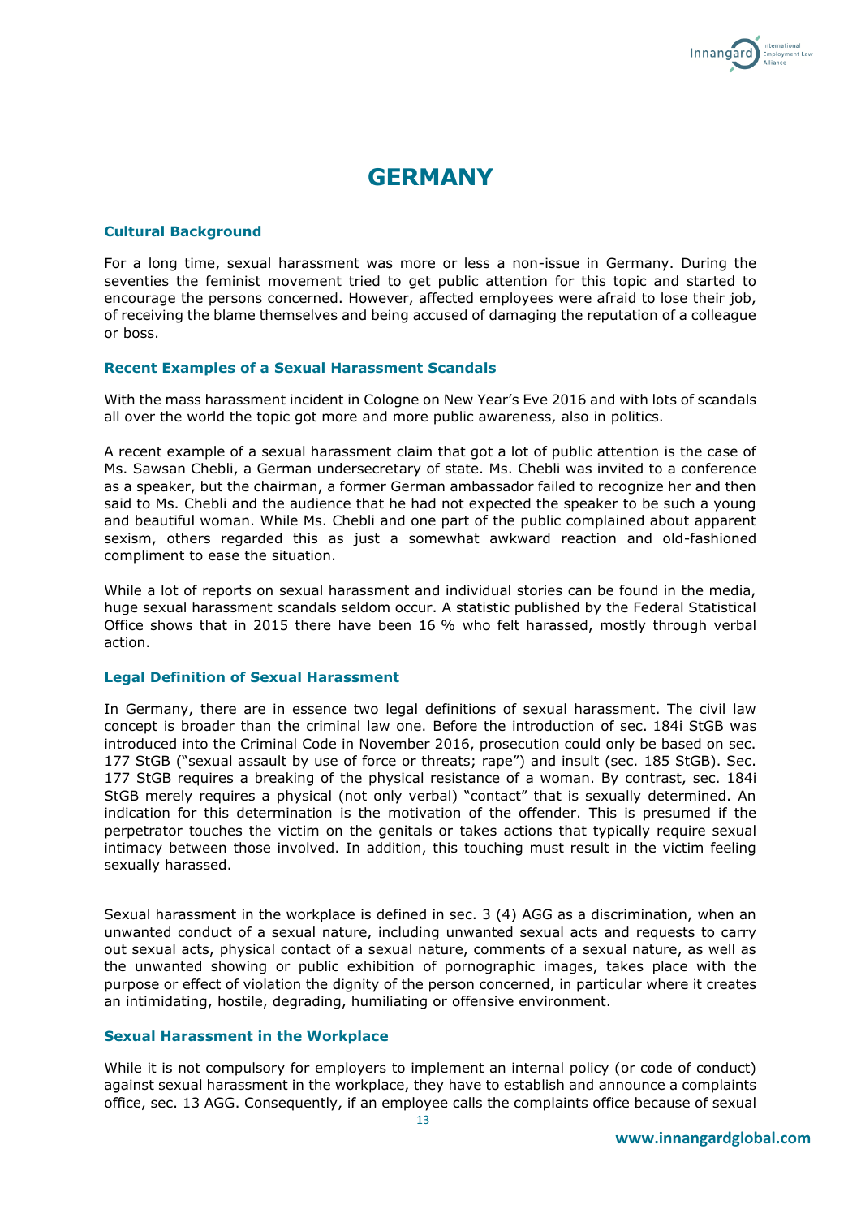# GERMANY

### Cultural Background

For a long time, sexual harassment was more or less a non-issue in Germany. During the seventies the feminist movement tried to get public attention for this topic and started to encourage the persons concerned. However, affected employees were afraid to lose their job, of receiving the blame themselves and being accused of damaging the reputation of a colleague or boss.

### Recent Examples of a Sexual Harassment Scandals

With the mass harassment incident in Cologne on New Year's Eve 2016 and with lots of scandals all over the world the topic got more and more public awareness, also in politics.

A recent example of a sexual harassment claim that got a lot of public attention is the case of Ms. Sawsan Chebli, a German undersecretary of state. Ms. Chebli was invited to a conference as a speaker, but the chairman, a former German ambassador failed to recognize her and then said to Ms. Chebli and the audience that he had not expected the speaker to be such a young and beautiful woman. While Ms. Chebli and one part of the public complained about apparent sexism, others regarded this as just a somewhat awkward reaction and old-fashioned compliment to ease the situation.

While a lot of reports on sexual harassment and individual stories can be found in the media, huge sexual harassment scandals seldom occur. A statistic published by the Federal Statistical Office shows that in 2015 there have been 16 % who felt harassed, mostly through verbal action.

### Legal Definition of Sexual Harassment

In Germany, there are in essence two legal definitions of sexual harassment. The civil law concept is broader than the criminal law one. Before the introduction of sec. 184i StGB was introduced into the Criminal Code in November 2016, prosecution could only be based on sec. 177 StGB ("sexual assault by use of force or threats; rape") and insult (sec. 185 StGB). Sec. 177 StGB requires a breaking of the physical resistance of a woman. By contrast, sec. 184i StGB merely requires a physical (not only verbal) "contact" that is sexually determined. An indication for this determination is the motivation of the offender. This is presumed if the perpetrator touches the victim on the genitals or takes actions that typically require sexual intimacy between those involved. In addition, this touching must result in the victim feeling sexually harassed.

Sexual harassment in the workplace is defined in sec. 3 (4) AGG as a discrimination, when an unwanted conduct of a sexual nature, including unwanted sexual acts and requests to carry out sexual acts, physical contact of a sexual nature, comments of a sexual nature, as well as the unwanted showing or public exhibition of pornographic images, takes place with the purpose or effect of violation the dignity of the person concerned, in particular where it creates an intimidating, hostile, degrading, humiliating or offensive environment.

### Sexual Harassment in the Workplace

While it is not compulsory for employers to implement an internal policy (or code of conduct) against sexual harassment in the workplace, they have to establish and announce a complaints office, sec. 13 AGG. Consequently, if an employee calls the complaints office because of sexual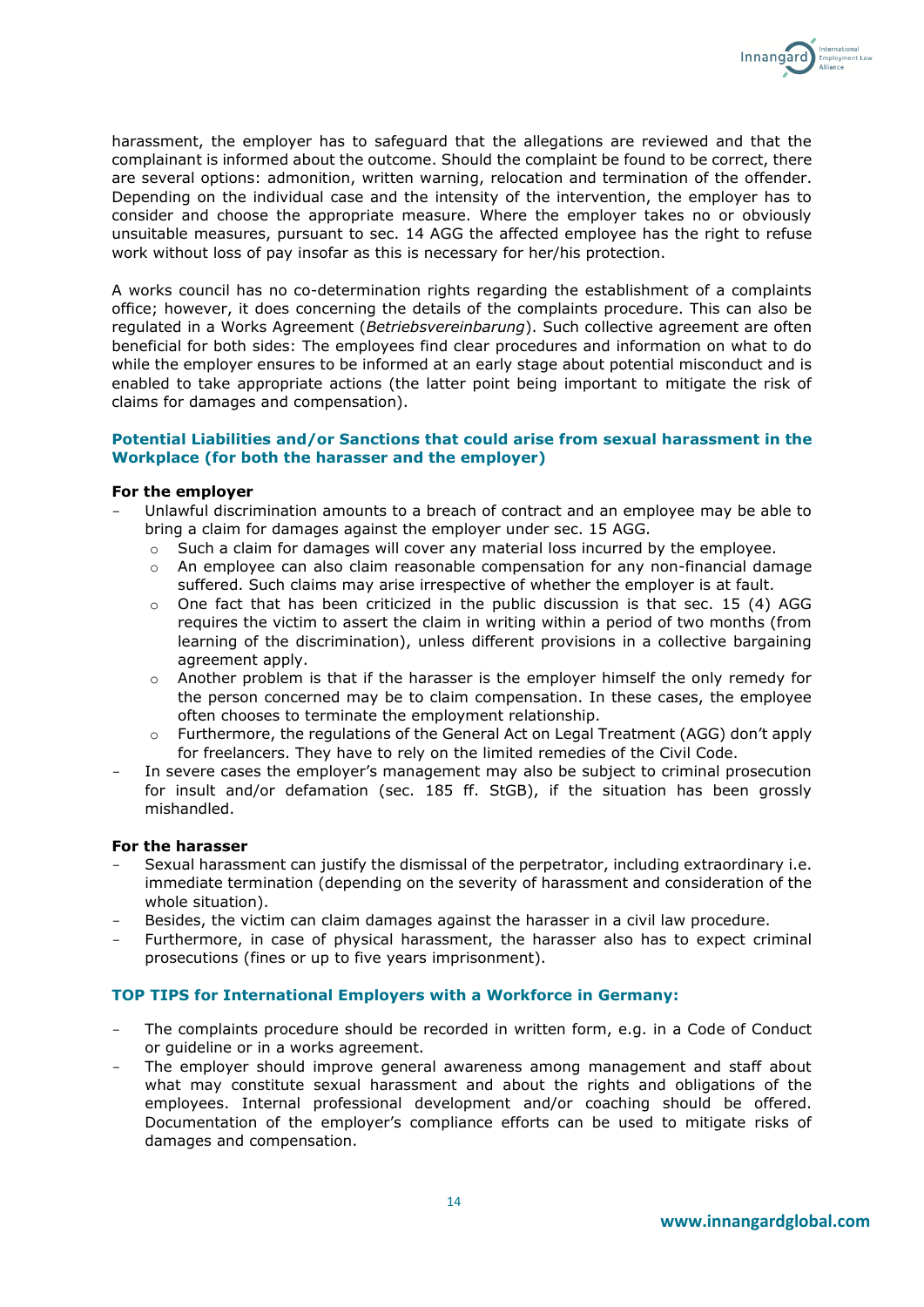harassment, the employer has to safeguard that the allegations are reviewed and that the complainant is informed about the outcome. Should the complaint be found to be correct, there are several options: admonition, written warning, relocation and termination of the offender. Depending on the individual case and the intensity of the intervention, the employer has to consider and choose the appropriate measure. Where the employer takes no or obviously unsuitable measures, pursuant to sec. 14 AGG the affected employee has the right to refuse work without loss of pay insofar as this is necessary for her/his protection.

A works council has no co-determination rights regarding the establishment of a complaints office; however, it does concerning the details of the complaints procedure. This can also be regulated in a Works Agreement (*Betriebsvereinbarung*). Such collective agreement are often beneficial for both sides: The employees find clear procedures and information on what to do while the employer ensures to be informed at an early stage about potential misconduct and is enabled to take appropriate actions (the latter point being important to mitigate the risk of claims for damages and compensation).

### Potential Liabilities and/or Sanctions that could arise from sexual harassment in the Workplace (for both the harasser and the employer)

**For the employer**

- Unlawful discrimination amounts to a breach of contract and an employee may be able to bring a claim for damages against the employer under sec. 15 AGG.
  - Such a claim for damages will cover any material loss incurred by the employee.
  - An employee can also claim reasonable compensation for any non-financial damage suffered. Such claims may arise irrespective of whether the employer is at fault.
  - One fact that has been criticized in the public discussion is that sec. 15 (4) AGG requires the victim to assert the claim in writing within a period of two months (from learning of the discrimination), unless different provisions in a collective bargaining agreement apply.
  - Another problem is that if the harasser is the employer himself the only remedy for the person concerned may be to claim compensation. In these cases, the employee often chooses to terminate the employment relationship.
  - Furthermore, the regulations of the General Act on Legal Treatment (AGG) don't apply for freelancers. They have to rely on the limited remedies of the Civil Code.
- In severe cases the employer's management may also be subject to criminal prosecution for insult and/or defamation (sec. 185 ff. StGB), if the situation has been grossly mishandled.

**For the harasser**

- Sexual harassment can justify the dismissal of the perpetrator, including extraordinary i.e. immediate termination (depending on the severity of harassment and consideration of the whole situation).
- Besides, the victim can claim damages against the harasser in a civil law procedure.
- Furthermore, in case of physical harassment, the harasser also has to expect criminal prosecutions (fines or up to five years imprisonment).

### TOP TIPS for International Employers with a Workforce in Germany:

- The complaints procedure should be recorded in written form, e.g. in a Code of Conduct or guideline or in a works agreement.
- The employer should improve general awareness among management and staff about what may constitute sexual harassment and about the rights and obligations of the employees. Internal professional development and/or coaching should be offered. Documentation of the employer's compliance efforts can be used to mitigate risks of damages and compensation.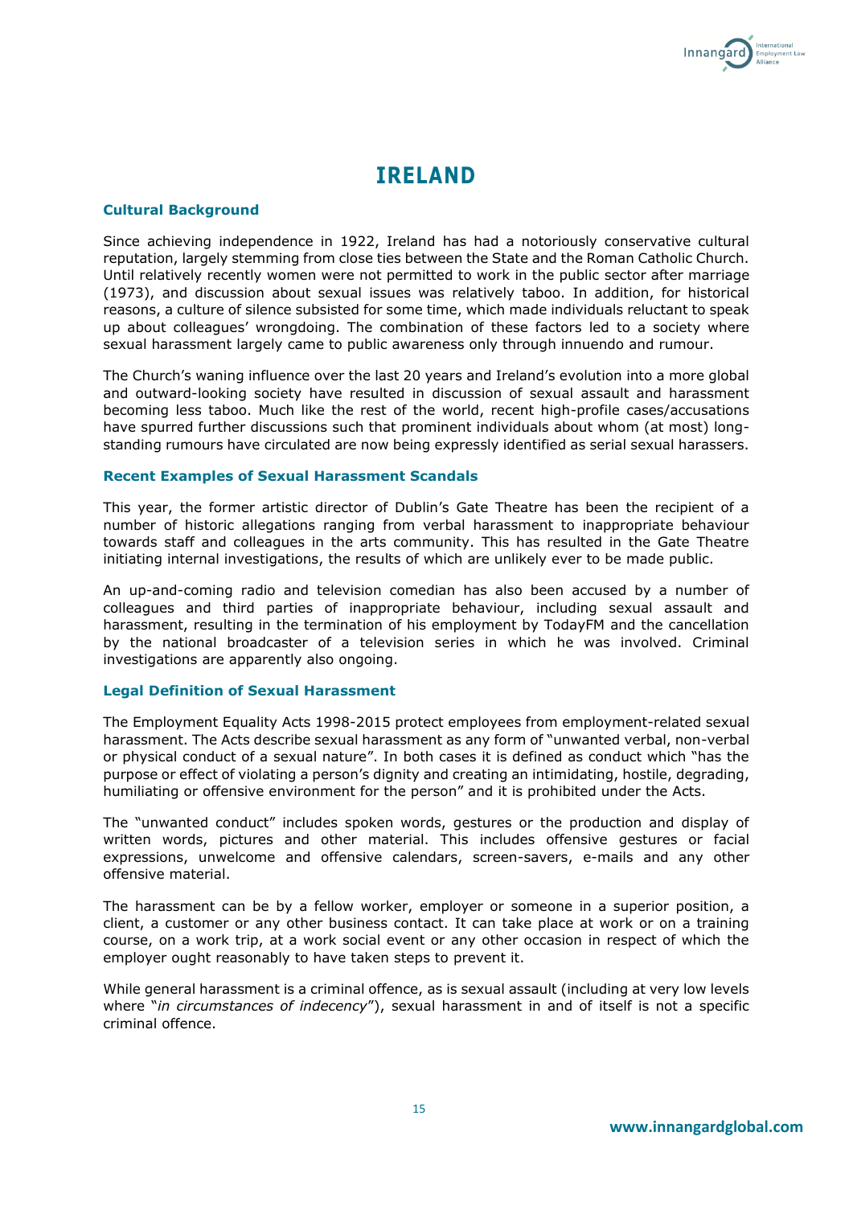# IRELAND

## Cultural Background

Since achieving independence in 1922, Ireland has had a notoriously conservative cultural reputation, largely stemming from close ties between the State and the Roman Catholic Church. Until relatively recently women were not permitted to work in the public sector after marriage (1973), and discussion about sexual issues was relatively taboo. In addition, for historical reasons, a culture of silence subsisted for some time, which made individuals reluctant to speak up about colleagues' wrongdoing. The combination of these factors led to a society where sexual harassment largely came to public awareness only through innuendo and rumour.

The Church's waning influence over the last 20 years and Ireland's evolution into a more global and outward-looking society have resulted in discussion of sexual assault and harassment becoming less taboo. Much like the rest of the world, recent high-profile cases/accusations have spurred further discussions such that prominent individuals about whom (at most) long-standing rumours have circulated are now being expressly identified as serial sexual harassers.

## Recent Examples of Sexual Harassment Scandals

This year, the former artistic director of Dublin's Gate Theatre has been the recipient of a number of historic allegations ranging from verbal harassment to inappropriate behaviour towards staff and colleagues in the arts community. This has resulted in the Gate Theatre initiating internal investigations, the results of which are unlikely ever to be made public.

An up-and-coming radio and television comedian has also been accused by a number of colleagues and third parties of inappropriate behaviour, including sexual assault and harassment, resulting in the termination of his employment by TodayFM and the cancellation by the national broadcaster of a television series in which he was involved. Criminal investigations are apparently also ongoing.

## Legal Definition of Sexual Harassment

The Employment Equality Acts 1998-2015 protect employees from employment-related sexual harassment. The Acts describe sexual harassment as any form of "unwanted verbal, non-verbal or physical conduct of a sexual nature". In both cases it is defined as conduct which "has the purpose or effect of violating a person's dignity and creating an intimidating, hostile, degrading, humiliating or offensive environment for the person" and it is prohibited under the Acts.

The "unwanted conduct" includes spoken words, gestures or the production and display of written words, pictures and other material. This includes offensive gestures or facial expressions, unwelcome and offensive calendars, screen-savers, e-mails and any other offensive material.

The harassment can be by a fellow worker, employer or someone in a superior position, a client, a customer or any other business contact. It can take place at work or on a training course, on a work trip, at a work social event or any other occasion in respect of which the employer ought reasonably to have taken steps to prevent it.

While general harassment is a criminal offence, as is sexual assault (including at very low levels where "*in circumstances of indecency*"), sexual harassment in and of itself is not a specific criminal offence.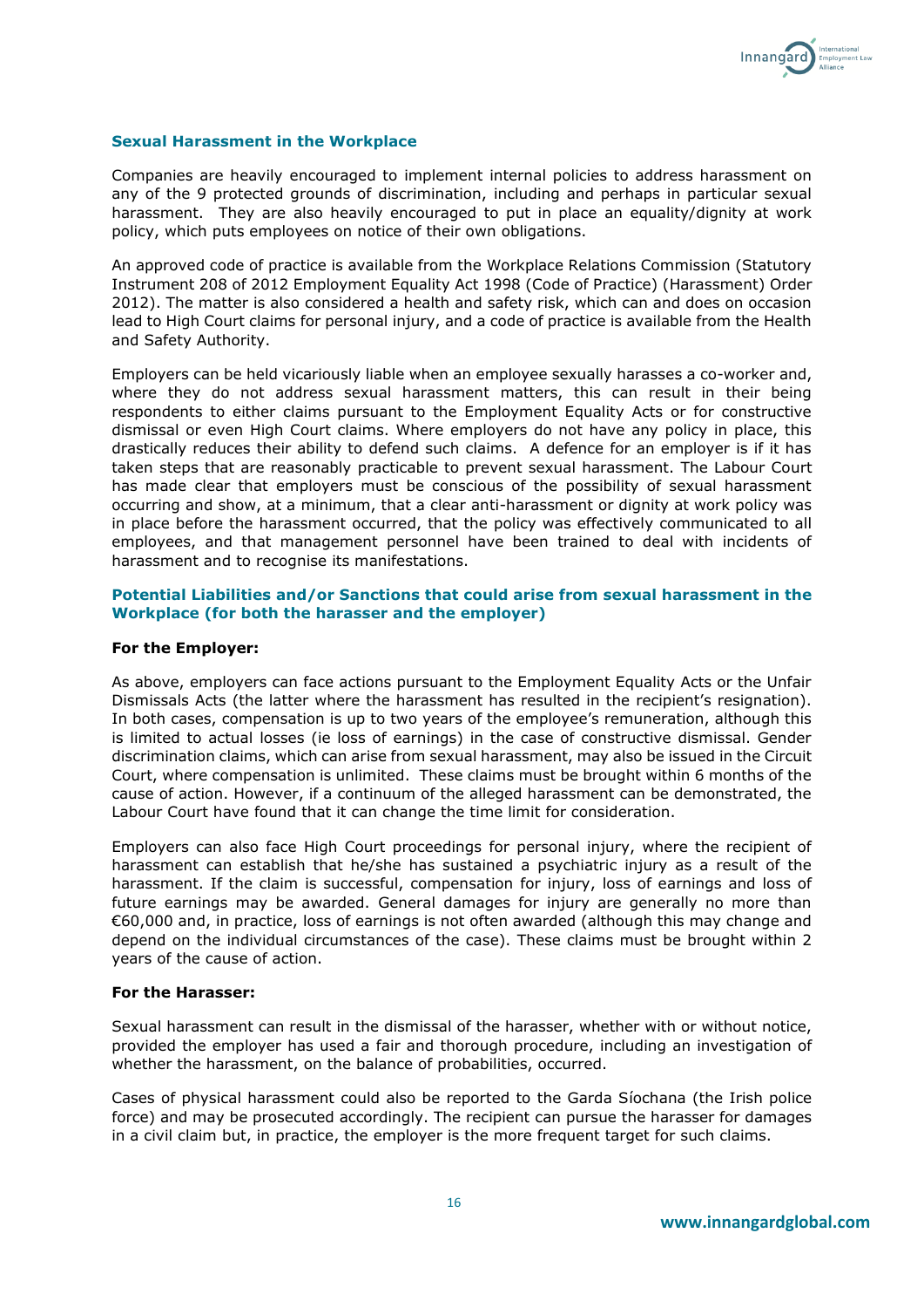## Sexual Harassment in the Workplace

Companies are heavily encouraged to implement internal policies to address harassment on any of the 9 protected grounds of discrimination, including and perhaps in particular sexual harassment. They are also heavily encouraged to put in place an equality/dignity at work policy, which puts employees on notice of their own obligations.

An approved code of practice is available from the Workplace Relations Commission (Statutory Instrument 208 of 2012 Employment Equality Act 1998 (Code of Practice) (Harassment) Order 2012). The matter is also considered a health and safety risk, which can and does on occasion lead to High Court claims for personal injury, and a code of practice is available from the Health and Safety Authority.

Employers can be held vicariously liable when an employee sexually harasses a co-worker and, where they do not address sexual harassment matters, this can result in their being respondents to either claims pursuant to the Employment Equality Acts or for constructive dismissal or even High Court claims. Where employers do not have any policy in place, this drastically reduces their ability to defend such claims. A defence for an employer is if it has taken steps that are reasonably practicable to prevent sexual harassment. The Labour Court has made clear that employers must be conscious of the possibility of sexual harassment occurring and show, at a minimum, that a clear anti-harassment or dignity at work policy was in place before the harassment occurred, that the policy was effectively communicated to all employees, and that management personnel have been trained to deal with incidents of harassment and to recognise its manifestations.

## Potential Liabilities and/or Sanctions that could arise from sexual harassment in the Workplace (for both the harasser and the employer)

**For the Employer:**

As above, employers can face actions pursuant to the Employment Equality Acts or the Unfair Dismissals Acts (the latter where the harassment has resulted in the recipient's resignation). In both cases, compensation is up to two years of the employee's remuneration, although this is limited to actual losses (ie loss of earnings) in the case of constructive dismissal. Gender discrimination claims, which can arise from sexual harassment, may also be issued in the Circuit Court, where compensation is unlimited. These claims must be brought within 6 months of the cause of action. However, if a continuum of the alleged harassment can be demonstrated, the Labour Court have found that it can change the time limit for consideration.

Employers can also face High Court proceedings for personal injury, where the recipient of harassment can establish that he/she has sustained a psychiatric injury as a result of the harassment. If the claim is successful, compensation for injury, loss of earnings and loss of future earnings may be awarded. General damages for injury are generally no more than €60,000 and, in practice, loss of earnings is not often awarded (although this may change and depend on the individual circumstances of the case). These claims must be brought within 2 years of the cause of action.

**For the Harasser:**

Sexual harassment can result in the dismissal of the harasser, whether with or without notice, provided the employer has used a fair and thorough procedure, including an investigation of whether the harassment, on the balance of probabilities, occurred.

Cases of physical harassment could also be reported to the Garda Síochana (the Irish police force) and may be prosecuted accordingly. The recipient can pursue the harasser for damages in a civil claim but, in practice, the employer is the more frequent target for such claims.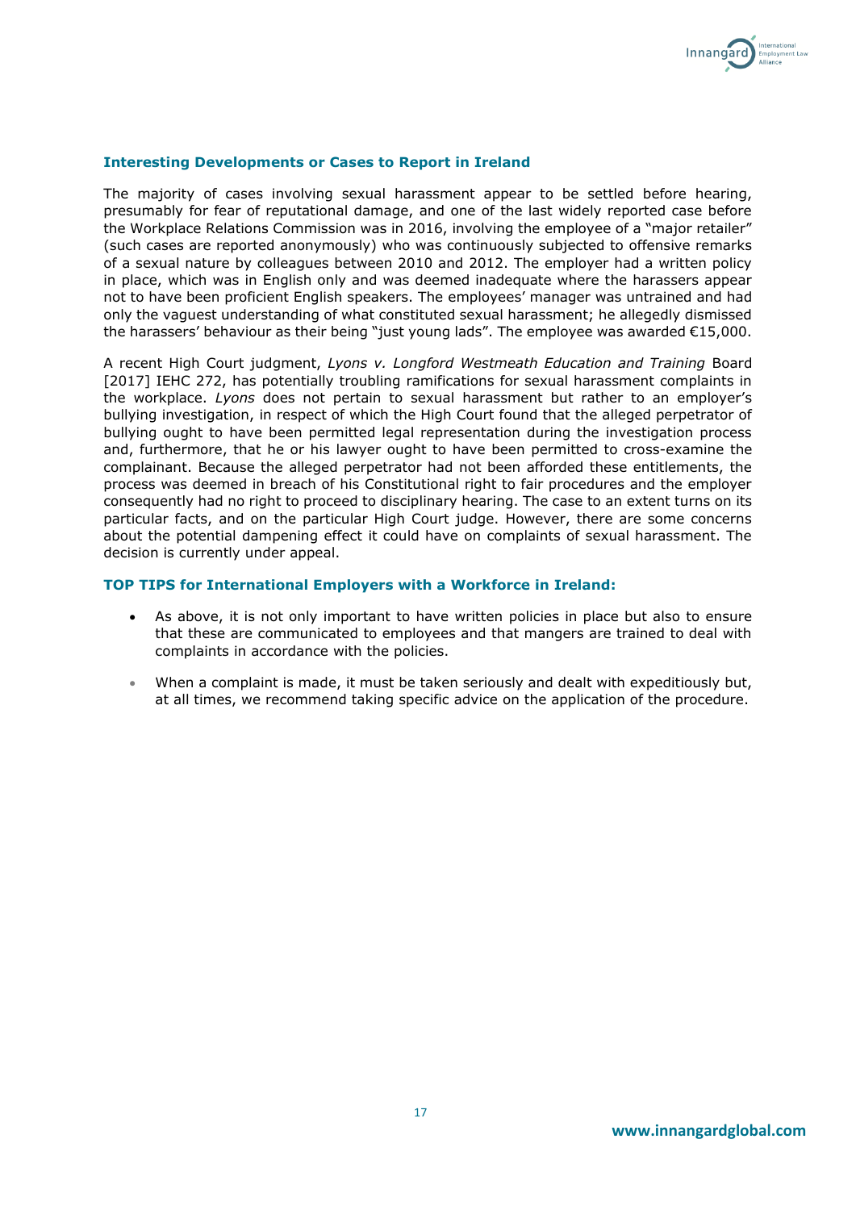### Interesting Developments or Cases to Report in Ireland

The majority of cases involving sexual harassment appear to be settled before hearing, presumably for fear of reputational damage, and one of the last widely reported case before the Workplace Relations Commission was in 2016, involving the employee of a "major retailer" (such cases are reported anonymously) who was continuously subjected to offensive remarks of a sexual nature by colleagues between 2010 and 2012. The employer had a written policy in place, which was in English only and was deemed inadequate where the harassers appear not to have been proficient English speakers. The employees' manager was untrained and had only the vaguest understanding of what constituted sexual harassment; he allegedly dismissed the harassers' behaviour as their being "just young lads". The employee was awarded €15,000.

A recent High Court judgment, *Lyons v. Longford Westmeath Education and Training* Board [2017] IEHC 272, has potentially troubling ramifications for sexual harassment complaints in the workplace. *Lyons* does not pertain to sexual harassment but rather to an employer's bullying investigation, in respect of which the High Court found that the alleged perpetrator of bullying ought to have been permitted legal representation during the investigation process and, furthermore, that he or his lawyer ought to have been permitted to cross-examine the complainant. Because the alleged perpetrator had not been afforded these entitlements, the process was deemed in breach of his Constitutional right to fair procedures and the employer consequently had no right to proceed to disciplinary hearing. The case to an extent turns on its particular facts, and on the particular High Court judge. However, there are some concerns about the potential dampening effect it could have on complaints of sexual harassment. The decision is currently under appeal.

### TOP TIPS for International Employers with a Workforce in Ireland:

- As above, it is not only important to have written policies in place but also to ensure that these are communicated to employees and that mangers are trained to deal with complaints in accordance with the policies.
- When a complaint is made, it must be taken seriously and dealt with expeditiously but, at all times, we recommend taking specific advice on the application of the procedure.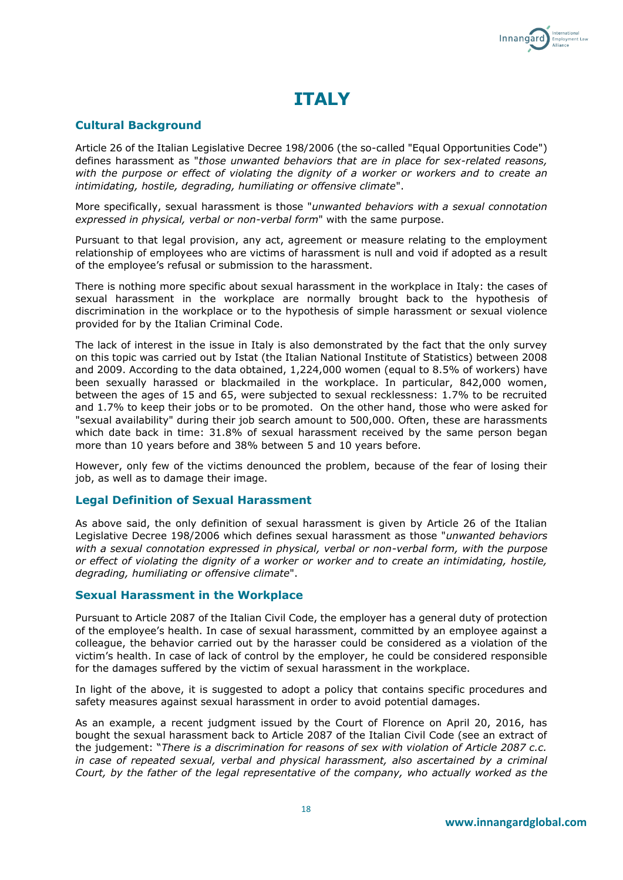# ITALY

## Cultural Background

Article 26 of the Italian Legislative Decree 198/2006 (the so-called "Equal Opportunities Code") defines harassment as "*those unwanted behaviors that are in place for sex-related reasons, with the purpose or effect of violating the dignity of a worker or workers and to create an intimidating, hostile, degrading, humiliating or offensive climate*".

More specifically, sexual harassment is those "*unwanted behaviors with a sexual connotation expressed in physical, verbal or non-verbal form*" with the same purpose.

Pursuant to that legal provision, any act, agreement or measure relating to the employment relationship of employees who are victims of harassment is null and void if adopted as a result of the employee's refusal or submission to the harassment.

There is nothing more specific about sexual harassment in the workplace in Italy: the cases of sexual harassment in the workplace are normally brought back to the hypothesis of discrimination in the workplace or to the hypothesis of simple harassment or sexual violence provided for by the Italian Criminal Code.

The lack of interest in the issue in Italy is also demonstrated by the fact that the only survey on this topic was carried out by Istat (the Italian National Institute of Statistics) between 2008 and 2009. According to the data obtained, 1,224,000 women (equal to 8.5% of workers) have been sexually harassed or blackmailed in the workplace. In particular, 842,000 women, between the ages of 15 and 65, were subjected to sexual recklessness: 1.7% to be recruited and 1.7% to keep their jobs or to be promoted. On the other hand, those who were asked for "sexual availability" during their job search amount to 500,000. Often, these are harassments which date back in time: 31.8% of sexual harassment received by the same person began more than 10 years before and 38% between 5 and 10 years before.

However, only few of the victims denounced the problem, because of the fear of losing their job, as well as to damage their image.

## Legal Definition of Sexual Harassment

As above said, the only definition of sexual harassment is given by Article 26 of the Italian Legislative Decree 198/2006 which defines sexual harassment as those "*unwanted behaviors with a sexual connotation expressed in physical, verbal or non-verbal form, with the purpose or effect of violating the dignity of a worker or worker and to create an intimidating, hostile, degrading, humiliating or offensive climate*".

## Sexual Harassment in the Workplace

Pursuant to Article 2087 of the Italian Civil Code, the employer has a general duty of protection of the employee's health. In case of sexual harassment, committed by an employee against a colleague, the behavior carried out by the harasser could be considered as a violation of the victim's health. In case of lack of control by the employer, he could be considered responsible for the damages suffered by the victim of sexual harassment in the workplace.

In light of the above, it is suggested to adopt a policy that contains specific procedures and safety measures against sexual harassment in order to avoid potential damages.

As an example, a recent judgment issued by the Court of Florence on April 20, 2016, has bought the sexual harassment back to Article 2087 of the Italian Civil Code (see an extract of the judgement: "*There is a discrimination for reasons of sex with violation of Article 2087 c.c. in case of repeated sexual, verbal and physical harassment, also ascertained by a criminal Court, by the father of the legal representative of the company, who actually worked as the*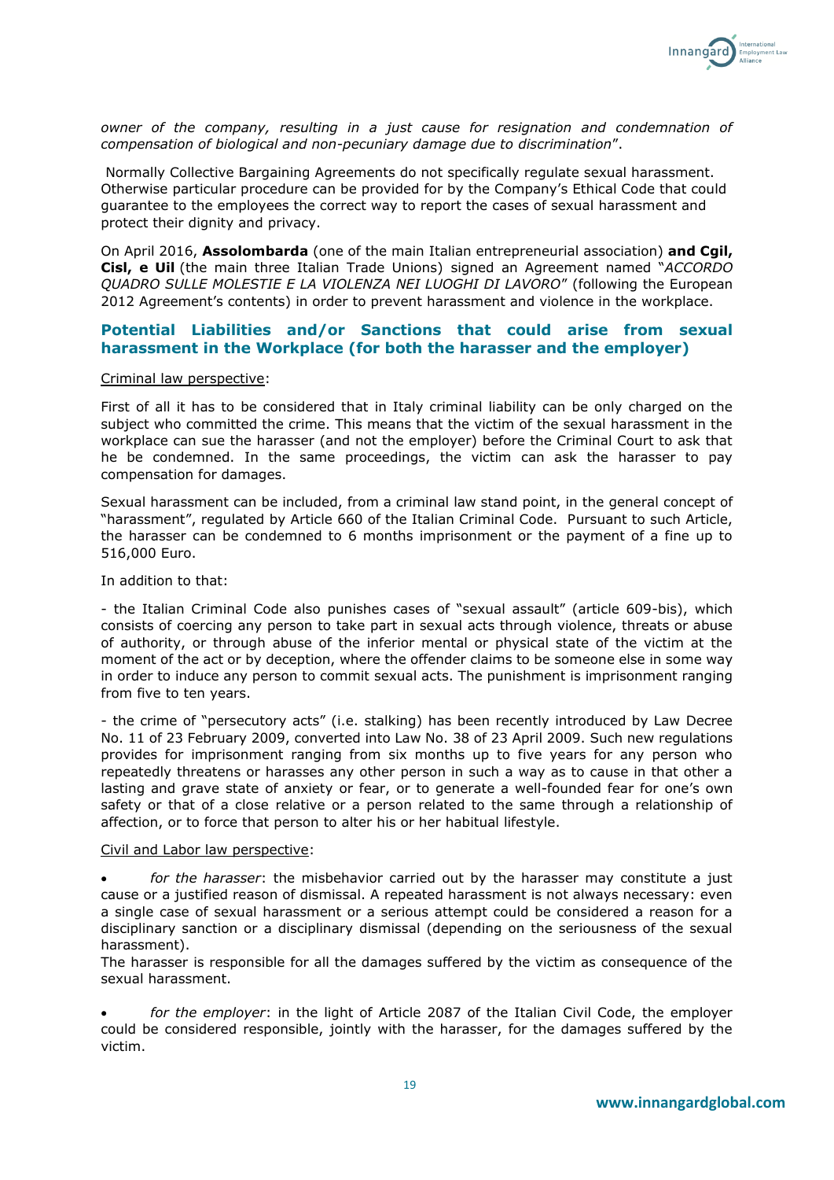*owner of the company, resulting in a just cause for resignation and condemnation of compensation of biological and non-pecuniary damage due to discrimination*".

Normally Collective Bargaining Agreements do not specifically regulate sexual harassment. Otherwise particular procedure can be provided for by the Company's Ethical Code that could guarantee to the employees the correct way to report the cases of sexual harassment and protect their dignity and privacy.

On April 2016, **Assolombarda** (one of the main Italian entrepreneurial association) **and Cgil, Cisl, e Uil** (the main three Italian Trade Unions) signed an Agreement named "*ACCORDO QUADRO SULLE MOLESTIE E LA VIOLENZA NEI LUOGHI DI LAVORO*" (following the European 2012 Agreement's contents) in order to prevent harassment and violence in the workplace.

## Potential Liabilities and/or Sanctions that could arise from sexual harassment in the Workplace (for both the harasser and the employer)

Criminal law perspective:

First of all it has to be considered that in Italy criminal liability can be only charged on the subject who committed the crime. This means that the victim of the sexual harassment in the workplace can sue the harasser (and not the employer) before the Criminal Court to ask that he be condemned. In the same proceedings, the victim can ask the harasser to pay compensation for damages.

Sexual harassment can be included, from a criminal law stand point, in the general concept of "harassment", regulated by Article 660 of the Italian Criminal Code. Pursuant to such Article, the harasser can be condemned to 6 months imprisonment or the payment of a fine up to 516,000 Euro.

In addition to that:

- the Italian Criminal Code also punishes cases of "sexual assault" (article 609-bis), which consists of coercing any person to take part in sexual acts through violence, threats or abuse of authority, or through abuse of the inferior mental or physical state of the victim at the moment of the act or by deception, where the offender claims to be someone else in some way in order to induce any person to commit sexual acts. The punishment is imprisonment ranging from five to ten years.

- the crime of "persecutory acts" (i.e. stalking) has been recently introduced by Law Decree No. 11 of 23 February 2009, converted into Law No. 38 of 23 April 2009. Such new regulations provides for imprisonment ranging from six months up to five years for any person who repeatedly threatens or harasses any other person in such a way as to cause in that other a lasting and grave state of anxiety or fear, or to generate a well-founded fear for one's own safety or that of a close relative or a person related to the same through a relationship of affection, or to force that person to alter his or her habitual lifestyle.

Civil and Labor law perspective:

- *for the harasser*: the misbehavior carried out by the harasser may constitute a just cause or a justified reason of dismissal. A repeated harassment is not always necessary: even a single case of sexual harassment or a serious attempt could be considered a reason for a disciplinary sanction or a disciplinary dismissal (depending on the seriousness of the sexual harassment).
  The harasser is responsible for all the damages suffered by the victim as consequence of the sexual harassment.

- *for the employer*: in the light of Article 2087 of the Italian Civil Code, the employer could be considered responsible, jointly with the harasser, for the damages suffered by the victim.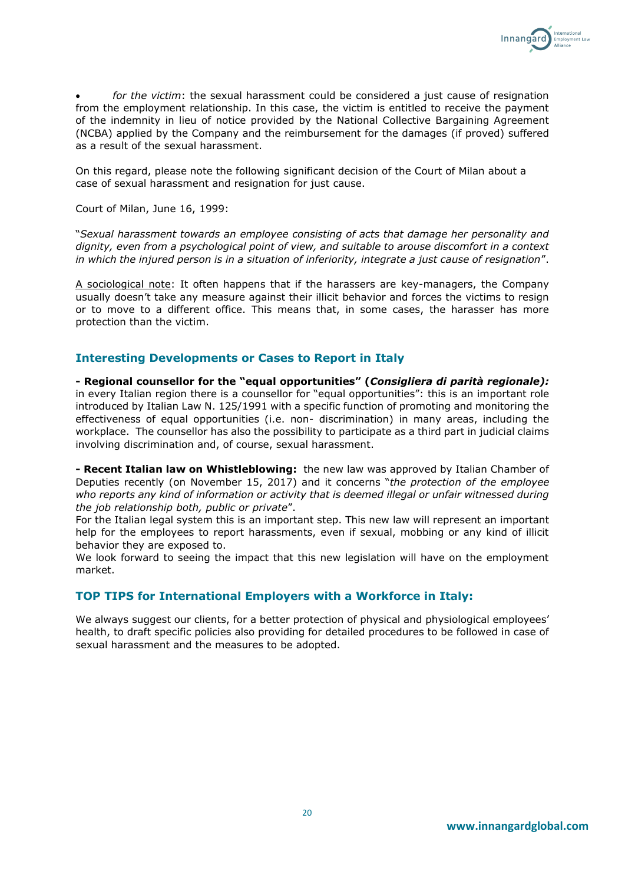- *for the victim*: the sexual harassment could be considered a just cause of resignation from the employment relationship. In this case, the victim is entitled to receive the payment of the indemnity in lieu of notice provided by the National Collective Bargaining Agreement (NCBA) applied by the Company and the reimbursement for the damages (if proved) suffered as a result of the sexual harassment.

On this regard, please note the following significant decision of the Court of Milan about a case of sexual harassment and resignation for just cause.

Court of Milan, June 16, 1999:

"*Sexual harassment towards an employee consisting of acts that damage her personality and dignity, even from a psychological point of view, and suitable to arouse discomfort in a context in which the injured person is in a situation of inferiority, integrate a just cause of resignation*".

<u>A sociological note</u>: It often happens that if the harassers are key-managers, the Company usually doesn't take any measure against their illicit behavior and forces the victims to resign or to move to a different office. This means that, in some cases, the harasser has more protection than the victim.

## Interesting Developments or Cases to Report in Italy

**- Regional counsellor for the "equal opportunities" (*Consigliera di parità regionale*):** in every Italian region there is a counsellor for "equal opportunities": this is an important role introduced by Italian Law N. 125/1991 with a specific function of promoting and monitoring the effectiveness of equal opportunities (i.e. non- discrimination) in many areas, including the workplace. The counsellor has also the possibility to participate as a third part in judicial claims involving discrimination and, of course, sexual harassment.

**- Recent Italian law on Whistleblowing:** the new law was approved by Italian Chamber of Deputies recently (on November 15, 2017) and it concerns "*the protection of the employee who reports any kind of information or activity that is deemed illegal or unfair witnessed during the job relationship both, public or private*".

For the Italian legal system this is an important step. This new law will represent an important help for the employees to report harassments, even if sexual, mobbing or any kind of illicit behavior they are exposed to.

We look forward to seeing the impact that this new legislation will have on the employment market.

## TOP TIPS for International Employers with a Workforce in Italy:

We always suggest our clients, for a better protection of physical and physiological employees' health, to draft specific policies also providing for detailed procedures to be followed in case of sexual harassment and the measures to be adopted.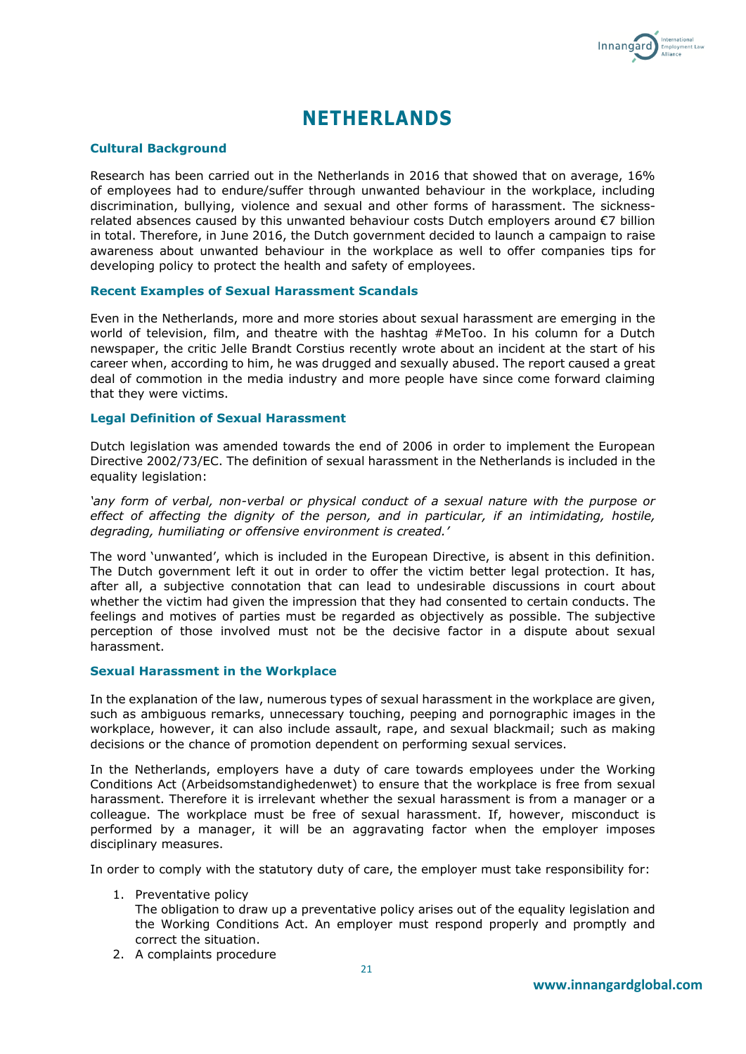# NETHERLANDS

### Cultural Background

Research has been carried out in the Netherlands in 2016 that showed that on average, 16% of employees had to endure/suffer through unwanted behaviour in the workplace, including discrimination, bullying, violence and sexual and other forms of harassment. The sickness-related absences caused by this unwanted behaviour costs Dutch employers around €7 billion in total. Therefore, in June 2016, the Dutch government decided to launch a campaign to raise awareness about unwanted behaviour in the workplace as well to offer companies tips for developing policy to protect the health and safety of employees.

### Recent Examples of Sexual Harassment Scandals

Even in the Netherlands, more and more stories about sexual harassment are emerging in the world of television, film, and theatre with the hashtag #MeToo. In his column for a Dutch newspaper, the critic Jelle Brandt Corstius recently wrote about an incident at the start of his career when, according to him, he was drugged and sexually abused. The report caused a great deal of commotion in the media industry and more people have since come forward claiming that they were victims.

### Legal Definition of Sexual Harassment

Dutch legislation was amended towards the end of 2006 in order to implement the European Directive 2002/73/EC. The definition of sexual harassment in the Netherlands is included in the equality legislation:

*'any form of verbal, non-verbal or physical conduct of a sexual nature with the purpose or effect of affecting the dignity of the person, and in particular, if an intimidating, hostile, degrading, humiliating or offensive environment is created.'*

The word 'unwanted', which is included in the European Directive, is absent in this definition. The Dutch government left it out in order to offer the victim better legal protection. It has, after all, a subjective connotation that can lead to undesirable discussions in court about whether the victim had given the impression that they had consented to certain conducts. The feelings and motives of parties must be regarded as objectively as possible. The subjective perception of those involved must not be the decisive factor in a dispute about sexual harassment.

### Sexual Harassment in the Workplace

In the explanation of the law, numerous types of sexual harassment in the workplace are given, such as ambiguous remarks, unnecessary touching, peeping and pornographic images in the workplace, however, it can also include assault, rape, and sexual blackmail; such as making decisions or the chance of promotion dependent on performing sexual services.

In the Netherlands, employers have a duty of care towards employees under the Working Conditions Act (Arbeidsomstandighedenwet) to ensure that the workplace is free from sexual harassment. Therefore it is irrelevant whether the sexual harassment is from a manager or a colleague. The workplace must be free of sexual harassment. If, however, misconduct is performed by a manager, it will be an aggravating factor when the employer imposes disciplinary measures.

In order to comply with the statutory duty of care, the employer must take responsibility for:

1. Preventative policy
   The obligation to draw up a preventative policy arises out of the equality legislation and the Working Conditions Act. An employer must respond properly and promptly and correct the situation.
2. A complaints procedure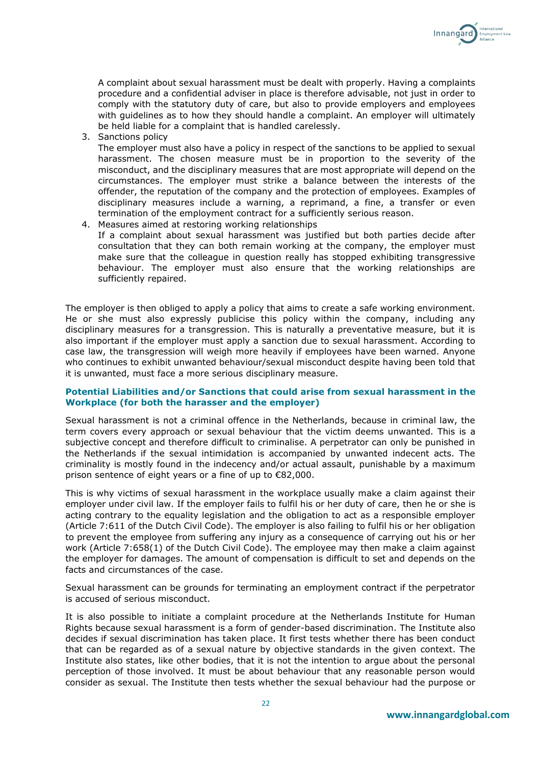A complaint about sexual harassment must be dealt with properly. Having a complaints procedure and a confidential adviser in place is therefore advisable, not just in order to comply with the statutory duty of care, but also to provide employers and employees with guidelines as to how they should handle a complaint. An employer will ultimately be held liable for a complaint that is handled carelessly.

3. Sanctions policy
   The employer must also have a policy in respect of the sanctions to be applied to sexual harassment. The chosen measure must be in proportion to the severity of the misconduct, and the disciplinary measures that are most appropriate will depend on the circumstances. The employer must strike a balance between the interests of the offender, the reputation of the company and the protection of employees. Examples of disciplinary measures include a warning, a reprimand, a fine, a transfer or even termination of the employment contract for a sufficiently serious reason.
4. Measures aimed at restoring working relationships
   If a complaint about sexual harassment was justified but both parties decide after consultation that they can both remain working at the company, the employer must make sure that the colleague in question really has stopped exhibiting transgressive behaviour. The employer must also ensure that the working relationships are sufficiently repaired.

The employer is then obliged to apply a policy that aims to create a safe working environment. He or she must also expressly publicise this policy within the company, including any disciplinary measures for a transgression. This is naturally a preventative measure, but it is also important if the employer must apply a sanction due to sexual harassment. According to case law, the transgression will weigh more heavily if employees have been warned. Anyone who continues to exhibit unwanted behaviour/sexual misconduct despite having been told that it is unwanted, must face a more serious disciplinary measure.

### Potential Liabilities and/or Sanctions that could arise from sexual harassment in the Workplace (for both the harasser and the employer)

Sexual harassment is not a criminal offence in the Netherlands, because in criminal law, the term covers every approach or sexual behaviour that the victim deems unwanted. This is a subjective concept and therefore difficult to criminalise. A perpetrator can only be punished in the Netherlands if the sexual intimidation is accompanied by unwanted indecent acts. The criminality is mostly found in the indecency and/or actual assault, punishable by a maximum prison sentence of eight years or a fine of up to €82,000.

This is why victims of sexual harassment in the workplace usually make a claim against their employer under civil law. If the employer fails to fulfil his or her duty of care, then he or she is acting contrary to the equality legislation and the obligation to act as a responsible employer (Article 7:611 of the Dutch Civil Code). The employer is also failing to fulfil his or her obligation to prevent the employee from suffering any injury as a consequence of carrying out his or her work (Article 7:658(1) of the Dutch Civil Code). The employee may then make a claim against the employer for damages. The amount of compensation is difficult to set and depends on the facts and circumstances of the case.

Sexual harassment can be grounds for terminating an employment contract if the perpetrator is accused of serious misconduct.

It is also possible to initiate a complaint procedure at the Netherlands Institute for Human Rights because sexual harassment is a form of gender-based discrimination. The Institute also decides if sexual discrimination has taken place. It first tests whether there has been conduct that can be regarded as of a sexual nature by objective standards in the given context. The Institute also states, like other bodies, that it is not the intention to argue about the personal perception of those involved. It must be about behaviour that any reasonable person would consider as sexual. The Institute then tests whether the sexual behaviour had the purpose or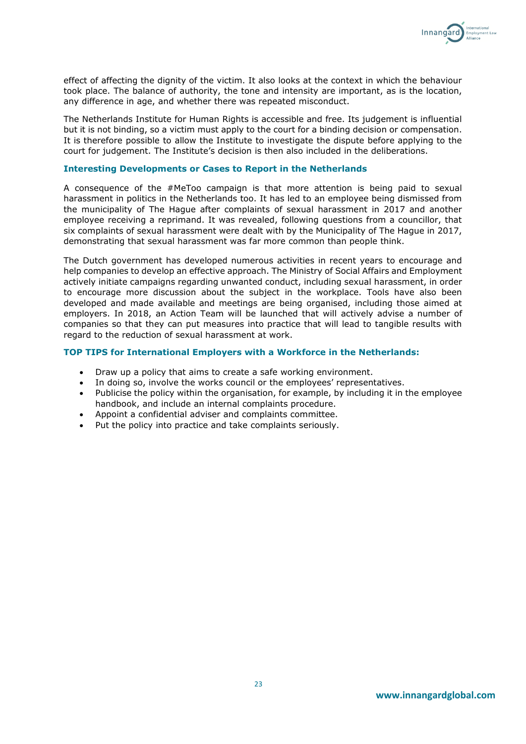effect of affecting the dignity of the victim. It also looks at the context in which the behaviour took place. The balance of authority, the tone and intensity are important, as is the location, any difference in age, and whether there was repeated misconduct.

The Netherlands Institute for Human Rights is accessible and free. Its judgement is influential but it is not binding, so a victim must apply to the court for a binding decision or compensation. It is therefore possible to allow the Institute to investigate the dispute before applying to the court for judgement. The Institute's decision is then also included in the deliberations.

### Interesting Developments or Cases to Report in the Netherlands

A consequence of the #MeToo campaign is that more attention is being paid to sexual harassment in politics in the Netherlands too. It has led to an employee being dismissed from the municipality of The Hague after complaints of sexual harassment in 2017 and another employee receiving a reprimand. It was revealed, following questions from a councillor, that six complaints of sexual harassment were dealt with by the Municipality of The Hague in 2017, demonstrating that sexual harassment was far more common than people think.

The Dutch government has developed numerous activities in recent years to encourage and help companies to develop an effective approach. The Ministry of Social Affairs and Employment actively initiate campaigns regarding unwanted conduct, including sexual harassment, in order to encourage more discussion about the subject in the workplace. Tools have also been developed and made available and meetings are being organised, including those aimed at employers. In 2018, an Action Team will be launched that will actively advise a number of companies so that they can put measures into practice that will lead to tangible results with regard to the reduction of sexual harassment at work.

### TOP TIPS for International Employers with a Workforce in the Netherlands:

- Draw up a policy that aims to create a safe working environment.
- In doing so, involve the works council or the employees' representatives.
- Publicise the policy within the organisation, for example, by including it in the employee handbook, and include an internal complaints procedure.
- Appoint a confidential adviser and complaints committee.
- Put the policy into practice and take complaints seriously.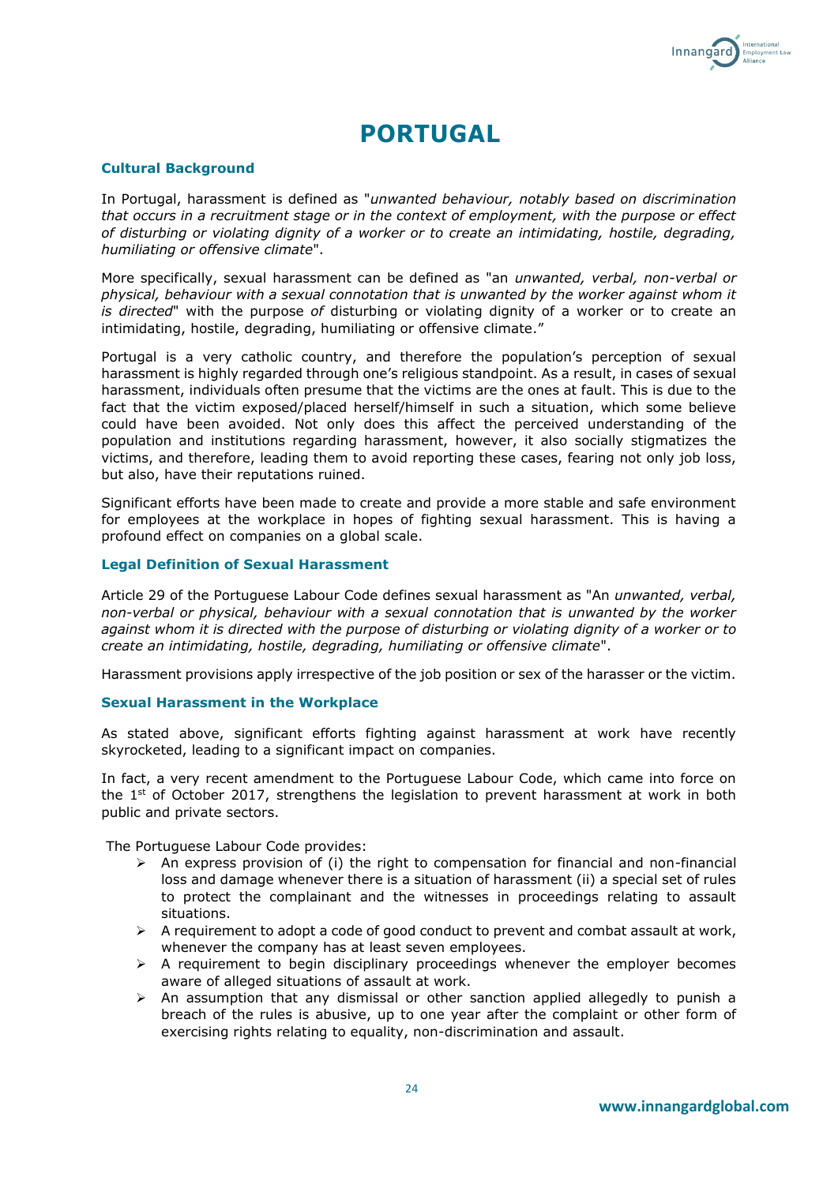# PORTUGAL

### Cultural Background

In Portugal, harassment is defined as "*unwanted behaviour, notably based on discrimination that occurs in a recruitment stage or in the context of employment, with the purpose or effect of disturbing or violating dignity of a worker or to create an intimidating, hostile, degrading, humiliating or offensive climate*".

More specifically, sexual harassment can be defined as "an *unwanted, verbal, non-verbal or physical, behaviour with a sexual connotation that is unwanted by the worker against whom it is directed*" with the purpose *of* disturbing or violating dignity of a worker or to create an intimidating, hostile, degrading, humiliating or offensive climate."

Portugal is a very catholic country, and therefore the population's perception of sexual harassment is highly regarded through one's religious standpoint. As a result, in cases of sexual harassment, individuals often presume that the victims are the ones at fault. This is due to the fact that the victim exposed/placed herself/himself in such a situation, which some believe could have been avoided. Not only does this affect the perceived understanding of the population and institutions regarding harassment, however, it also socially stigmatizes the victims, and therefore, leading them to avoid reporting these cases, fearing not only job loss, but also, have their reputations ruined.

Significant efforts have been made to create and provide a more stable and safe environment for employees at the workplace in hopes of fighting sexual harassment. This is having a profound effect on companies on a global scale.

### Legal Definition of Sexual Harassment

Article 29 of the Portuguese Labour Code defines sexual harassment as "An *unwanted, verbal, non-verbal or physical, behaviour with a sexual connotation that is unwanted by the worker against whom it is directed with the purpose of disturbing or violating dignity of a worker or to create an intimidating, hostile, degrading, humiliating or offensive climate*".

Harassment provisions apply irrespective of the job position or sex of the harasser or the victim.

### Sexual Harassment in the Workplace

As stated above, significant efforts fighting against harassment at work have recently skyrocketed, leading to a significant impact on companies.

In fact, a very recent amendment to the Portuguese Labour Code, which came into force on the 1st of October 2017, strengthens the legislation to prevent harassment at work in both public and private sectors.

The Portuguese Labour Code provides:

- An express provision of (i) the right to compensation for financial and non-financial loss and damage whenever there is a situation of harassment (ii) a special set of rules to protect the complainant and the witnesses in proceedings relating to assault situations.
- A requirement to adopt a code of good conduct to prevent and combat assault at work, whenever the company has at least seven employees.
- A requirement to begin disciplinary proceedings whenever the employer becomes aware of alleged situations of assault at work.
- An assumption that any dismissal or other sanction applied allegedly to punish a breach of the rules is abusive, up to one year after the complaint or other form of exercising rights relating to equality, non-discrimination and assault.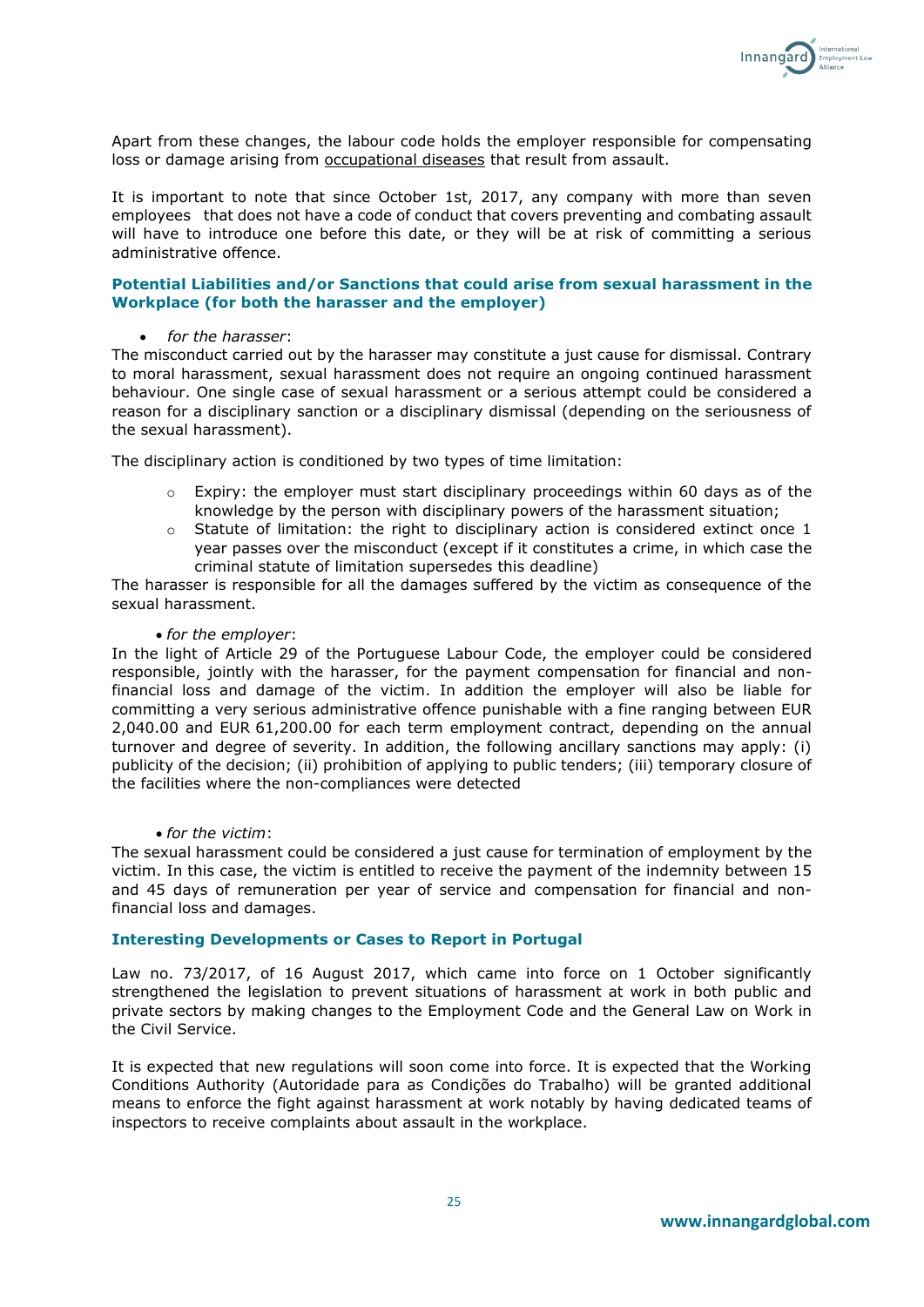Apart from these changes, the labour code holds the employer responsible for compensating loss or damage arising from occupational diseases that result from assault.

It is important to note that since October 1st, 2017, any company with more than seven employees that does not have a code of conduct that covers preventing and combating assault will have to introduce one before this date, or they will be at risk of committing a serious administrative offence.

### Potential Liabilities and/or Sanctions that could arise from sexual harassment in the Workplace (for both the harasser and the employer)

- *for the harasser*:

The misconduct carried out by the harasser may constitute a just cause for dismissal. Contrary to moral harassment, sexual harassment does not require an ongoing continued harassment behaviour. One single case of sexual harassment or a serious attempt could be considered a reason for a disciplinary sanction or a disciplinary dismissal (depending on the seriousness of the sexual harassment).

The disciplinary action is conditioned by two types of time limitation:

- Expiry: the employer must start disciplinary proceedings within 60 days as of the knowledge by the person with disciplinary powers of the harassment situation;
- Statute of limitation: the right to disciplinary action is considered extinct once 1 year passes over the misconduct (except if it constitutes a crime, in which case the criminal statute of limitation supersedes this deadline)

The harasser is responsible for all the damages suffered by the victim as consequence of the sexual harassment.

- *for the employer*:

In the light of Article 29 of the Portuguese Labour Code, the employer could be considered responsible, jointly with the harasser, for the payment compensation for financial and non-financial loss and damage of the victim. In addition the employer will also be liable for committing a very serious administrative offence punishable with a fine ranging between EUR 2,040.00 and EUR 61,200.00 for each term employment contract, depending on the annual turnover and degree of severity. In addition, the following ancillary sanctions may apply: (i) publicity of the decision; (ii) prohibition of applying to public tenders; (iii) temporary closure of the facilities where the non-compliances were detected

- *for the victim*:

The sexual harassment could be considered a just cause for termination of employment by the victim. In this case, the victim is entitled to receive the payment of the indemnity between 15 and 45 days of remuneration per year of service and compensation for financial and non-financial loss and damages.

### Interesting Developments or Cases to Report in Portugal

Law no. 73/2017, of 16 August 2017, which came into force on 1 October significantly strengthened the legislation to prevent situations of harassment at work in both public and private sectors by making changes to the Employment Code and the General Law on Work in the Civil Service.

It is expected that new regulations will soon come into force. It is expected that the Working Conditions Authority (Autoridade para as Condições do Trabalho) will be granted additional means to enforce the fight against harassment at work notably by having dedicated teams of inspectors to receive complaints about assault in the workplace.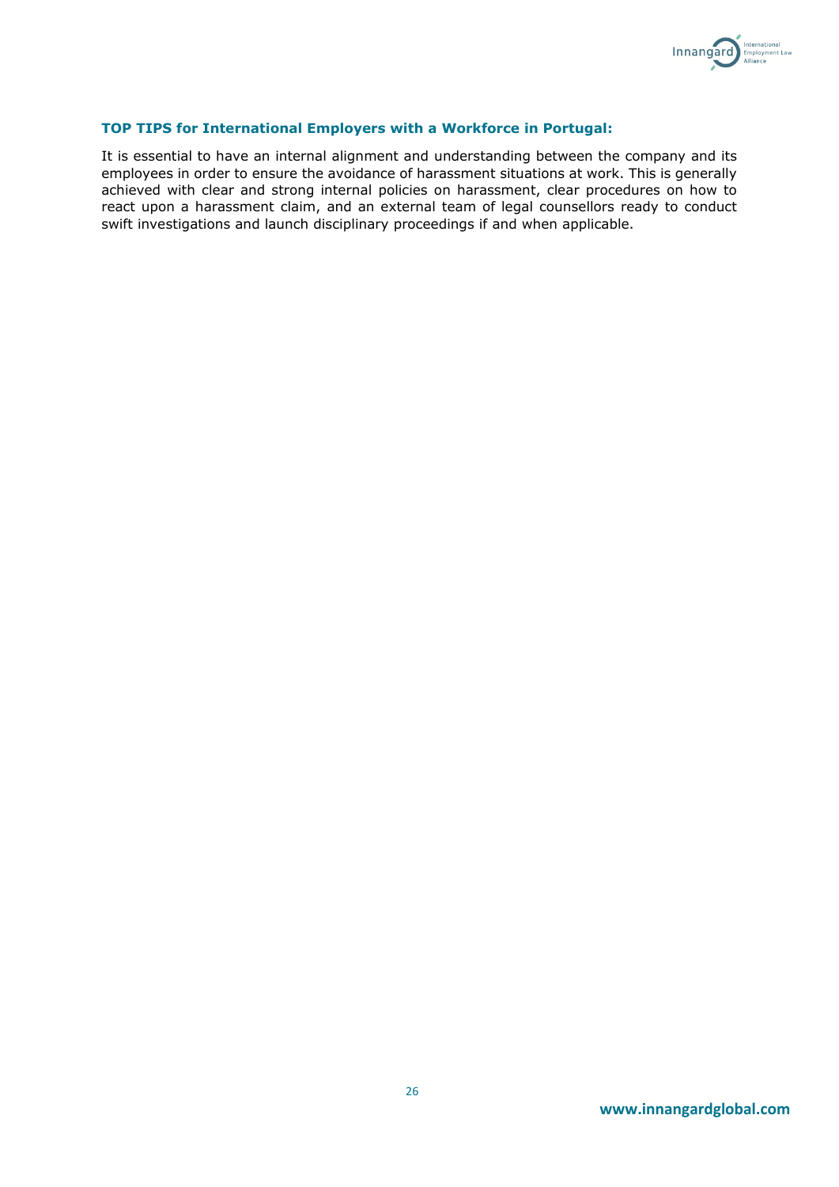### TOP TIPS for International Employers with a Workforce in Portugal:

It is essential to have an internal alignment and understanding between the company and its employees in order to ensure the avoidance of harassment situations at work. This is generally achieved with clear and strong internal policies on harassment, clear procedures on how to react upon a harassment claim, and an external team of legal counsellors ready to conduct swift investigations and launch disciplinary proceedings if and when applicable.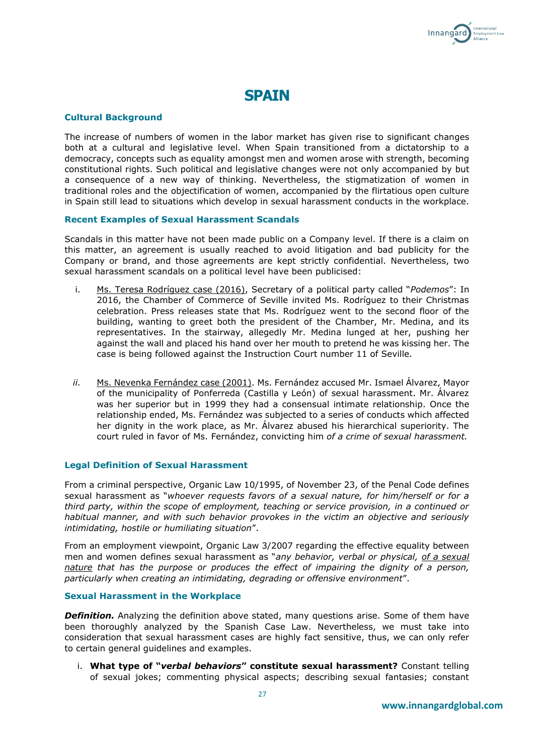# SPAIN

### Cultural Background

The increase of numbers of women in the labor market has given rise to significant changes both at a cultural and legislative level. When Spain transitioned from a dictatorship to a democracy, concepts such as equality amongst men and women arose with strength, becoming constitutional rights. Such political and legislative changes were not only accompanied by but a consequence of a new way of thinking. Nevertheless, the stigmatization of women in traditional roles and the objectification of women, accompanied by the flirtatious open culture in Spain still lead to situations which develop in sexual harassment conducts in the workplace.

### Recent Examples of Sexual Harassment Scandals

Scandals in this matter have not been made public on a Company level. If there is a claim on this matter, an agreement is usually reached to avoid litigation and bad publicity for the Company or brand, and those agreements are kept strictly confidential. Nevertheless, two sexual harassment scandals on a political level have been publicised:

i. Ms. Teresa Rodríguez case (2016), Secretary of a political party called "*Podemos*": In 2016, the Chamber of Commerce of Seville invited Ms. Rodríguez to their Christmas celebration. Press releases state that Ms. Rodríguez went to the second floor of the building, wanting to greet both the president of the Chamber, Mr. Medina, and its representatives. In the stairway, allegedly Mr. Medina lunged at her, pushing her against the wall and placed his hand over her mouth to pretend he was kissing her. The case is being followed against the Instruction Court number 11 of Seville.

*ii.* Ms. Nevenka Fernández case (2001). Ms. Fernández accused Mr. Ismael Álvarez, Mayor of the municipality of Ponferreda (Castilla y León) of sexual harassment. Mr. Álvarez was her superior but in 1999 they had a consensual intimate relationship. Once the relationship ended, Ms. Fernández was subjected to a series of conducts which affected her dignity in the work place, as Mr. Álvarez abused his hierarchical superiority. The court ruled in favor of Ms. Fernández, convicting him *of a crime of sexual harassment.*

### Legal Definition of Sexual Harassment

From a criminal perspective, Organic Law 10/1995, of November 23, of the Penal Code defines sexual harassment as "*whoever requests favors of a sexual nature, for him/herself or for a third party, within the scope of employment, teaching or service provision, in a continued or habitual manner, and with such behavior provokes in the victim an objective and seriously intimidating, hostile or humiliating situation*".

From an employment viewpoint, Organic Law 3/2007 regarding the effective equality between men and women defines sexual harassment as "*any behavior, verbal or physical, of a sexual nature that has the purpose or produces the effect of impairing the dignity of a person, particularly when creating an intimidating, degrading or offensive environment*".

### Sexual Harassment in the Workplace

***Definition.*** Analyzing the definition above stated, many questions arise. Some of them have been thoroughly analyzed by the Spanish Case Law. Nevertheless, we must take into consideration that sexual harassment cases are highly fact sensitive, thus, we can only refer to certain general guidelines and examples.

i. **What type of "*verbal behaviors*" constitute sexual harassment?** Constant telling of sexual jokes; commenting physical aspects; describing sexual fantasies; constant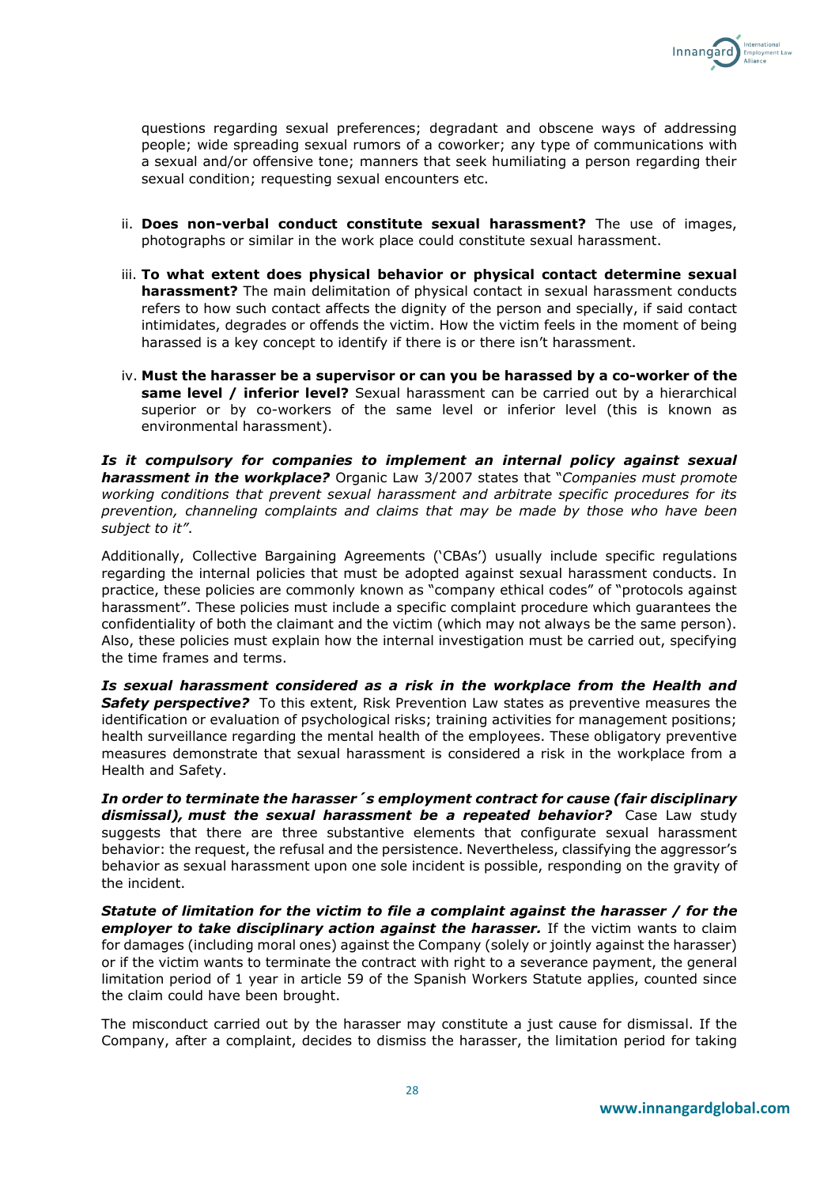questions regarding sexual preferences; degradant and obscene ways of addressing people; wide spreading sexual rumors of a coworker; any type of communications with a sexual and/or offensive tone; manners that seek humiliating a person regarding their sexual condition; requesting sexual encounters etc.

ii. **Does non-verbal conduct constitute sexual harassment?** The use of images, photographs or similar in the work place could constitute sexual harassment.

iii. **To what extent does physical behavior or physical contact determine sexual harassment?** The main delimitation of physical contact in sexual harassment conducts refers to how such contact affects the dignity of the person and specially, if said contact intimidates, degrades or offends the victim. How the victim feels in the moment of being harassed is a key concept to identify if there is or there isn't harassment.

iv. **Must the harasser be a supervisor or can you be harassed by a co-worker of the same level / inferior level?** Sexual harassment can be carried out by a hierarchical superior or by co-workers of the same level or inferior level (this is known as environmental harassment).

***Is it compulsory for companies to implement an internal policy against sexual harassment in the workplace?*** Organic Law 3/2007 states that "*Companies must promote working conditions that prevent sexual harassment and arbitrate specific procedures for its prevention, channeling complaints and claims that may be made by those who have been subject to it"*.

Additionally, Collective Bargaining Agreements ('CBAs') usually include specific regulations regarding the internal policies that must be adopted against sexual harassment conducts. In practice, these policies are commonly known as "company ethical codes" of "protocols against harassment". These policies must include a specific complaint procedure which guarantees the confidentiality of both the claimant and the victim (which may not always be the same person). Also, these policies must explain how the internal investigation must be carried out, specifying the time frames and terms.

***Is sexual harassment considered as a risk in the workplace from the Health and Safety perspective?*** To this extent, Risk Prevention Law states as preventive measures the identification or evaluation of psychological risks; training activities for management positions; health surveillance regarding the mental health of the employees. These obligatory preventive measures demonstrate that sexual harassment is considered a risk in the workplace from a Health and Safety.

***In order to terminate the harasser´s employment contract for cause (fair disciplinary dismissal), must the sexual harassment be a repeated behavior?*** Case Law study suggests that there are three substantive elements that configurate sexual harassment behavior: the request, the refusal and the persistence. Nevertheless, classifying the aggressor's behavior as sexual harassment upon one sole incident is possible, responding on the gravity of the incident.

***Statute of limitation for the victim to file a complaint against the harasser / for the employer to take disciplinary action against the harasser.*** If the victim wants to claim for damages (including moral ones) against the Company (solely or jointly against the harasser) or if the victim wants to terminate the contract with right to a severance payment, the general limitation period of 1 year in article 59 of the Spanish Workers Statute applies, counted since the claim could have been brought.

The misconduct carried out by the harasser may constitute a just cause for dismissal. If the Company, after a complaint, decides to dismiss the harasser, the limitation period for taking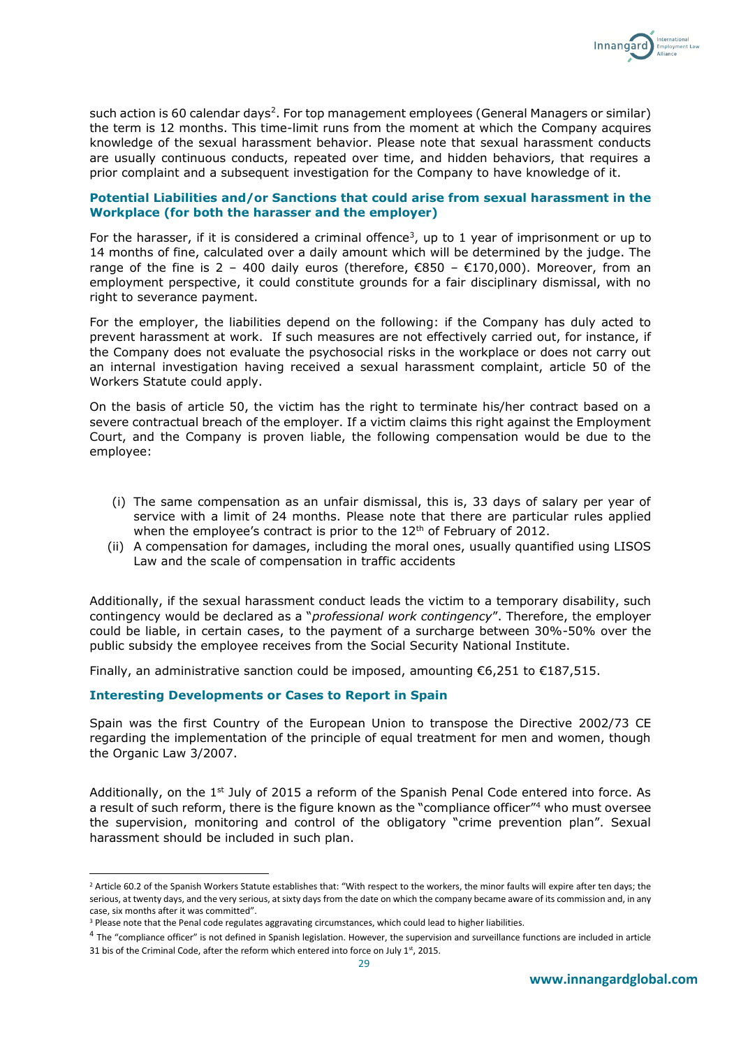such action is 60 calendar days[2]. For top management employees (General Managers or similar) the term is 12 months. This time-limit runs from the moment at which the Company acquires knowledge of the sexual harassment behavior. Please note that sexual harassment conducts are usually continuous conducts, repeated over time, and hidden behaviors, that requires a prior complaint and a subsequent investigation for the Company to have knowledge of it.

### Potential Liabilities and/or Sanctions that could arise from sexual harassment in the Workplace (for both the harasser and the employer)

For the harasser, if it is considered a criminal offence[3], up to 1 year of imprisonment or up to 14 months of fine, calculated over a daily amount which will be determined by the judge. The range of the fine is 2 – 400 daily euros (therefore, €850 – €170,000). Moreover, from an employment perspective, it could constitute grounds for a fair disciplinary dismissal, with no right to severance payment.

For the employer, the liabilities depend on the following: if the Company has duly acted to prevent harassment at work. If such measures are not effectively carried out, for instance, if the Company does not evaluate the psychosocial risks in the workplace or does not carry out an internal investigation having received a sexual harassment complaint, article 50 of the Workers Statute could apply.

On the basis of article 50, the victim has the right to terminate his/her contract based on a severe contractual breach of the employer. If a victim claims this right against the Employment Court, and the Company is proven liable, the following compensation would be due to the employee:

(i) The same compensation as an unfair dismissal, this is, 33 days of salary per year of service with a limit of 24 months. Please note that there are particular rules applied when the employee's contract is prior to the 12th of February of 2012.

(ii) A compensation for damages, including the moral ones, usually quantified using LISOS Law and the scale of compensation in traffic accidents

Additionally, if the sexual harassment conduct leads the victim to a temporary disability, such contingency would be declared as a "*professional work contingency*". Therefore, the employer could be liable, in certain cases, to the payment of a surcharge between 30%-50% over the public subsidy the employee receives from the Social Security National Institute.

Finally, an administrative sanction could be imposed, amounting €6,251 to €187,515.

### Interesting Developments or Cases to Report in Spain

Spain was the first Country of the European Union to transpose the Directive 2002/73 CE regarding the implementation of the principle of equal treatment for men and women, though the Organic Law 3/2007.

Additionally, on the 1st July of 2015 a reform of the Spanish Penal Code entered into force. As a result of such reform, there is the figure known as the "compliance officer"[4] who must oversee the supervision, monitoring and control of the obligatory "crime prevention plan". Sexual harassment should be included in such plan.

---

[2] Article 60.2 of the Spanish Workers Statute establishes that: "With respect to the workers, the minor faults will expire after ten days; the serious, at twenty days, and the very serious, at sixty days from the date on which the company became aware of its commission and, in any case, six months after it was committed".

[3] Please note that the Penal code regulates aggravating circumstances, which could lead to higher liabilities.

[4] The "compliance officer" is not defined in Spanish legislation. However, the supervision and surveillance functions are included in article 31 bis of the Criminal Code, after the reform which entered into force on July 1st, 2015.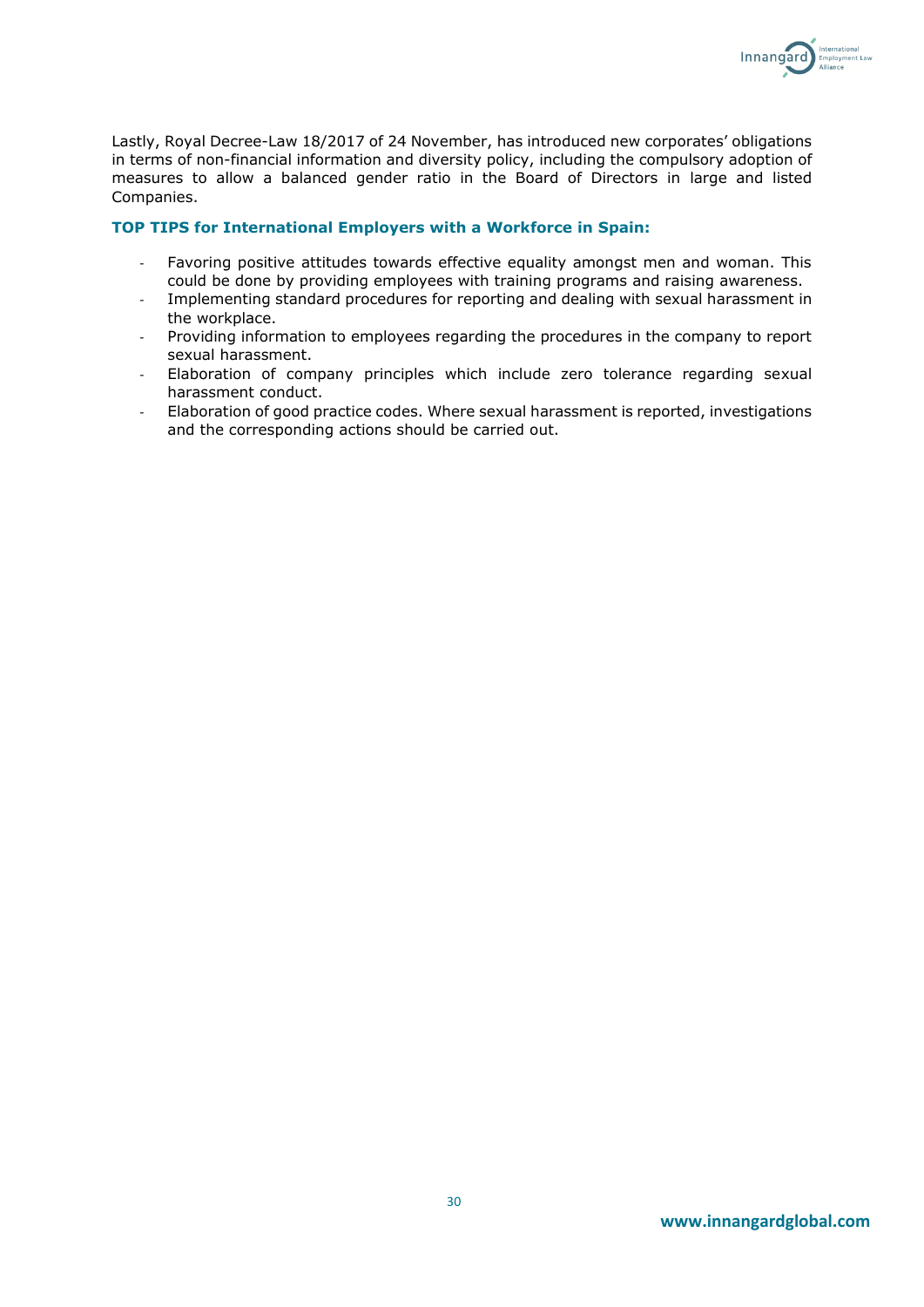Lastly, Royal Decree-Law 18/2017 of 24 November, has introduced new corporates' obligations in terms of non-financial information and diversity policy, including the compulsory adoption of measures to allow a balanced gender ratio in the Board of Directors in large and listed Companies.

### TOP TIPS for International Employers with a Workforce in Spain:

- Favoring positive attitudes towards effective equality amongst men and woman. This could be done by providing employees with training programs and raising awareness.
- Implementing standard procedures for reporting and dealing with sexual harassment in the workplace.
- Providing information to employees regarding the procedures in the company to report sexual harassment.
- Elaboration of company principles which include zero tolerance regarding sexual harassment conduct.
- Elaboration of good practice codes. Where sexual harassment is reported, investigations and the corresponding actions should be carried out.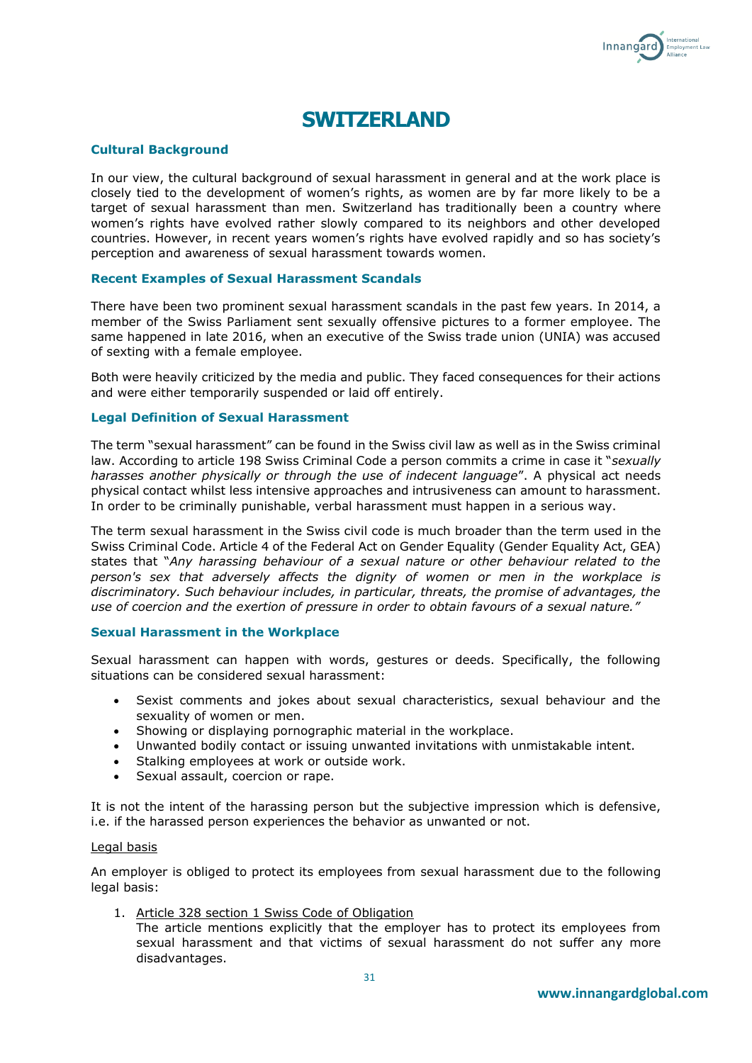# SWITZERLAND

### Cultural Background

In our view, the cultural background of sexual harassment in general and at the work place is closely tied to the development of women's rights, as women are by far more likely to be a target of sexual harassment than men. Switzerland has traditionally been a country where women's rights have evolved rather slowly compared to its neighbors and other developed countries. However, in recent years women's rights have evolved rapidly and so has society's perception and awareness of sexual harassment towards women.

### Recent Examples of Sexual Harassment Scandals

There have been two prominent sexual harassment scandals in the past few years. In 2014, a member of the Swiss Parliament sent sexually offensive pictures to a former employee. The same happened in late 2016, when an executive of the Swiss trade union (UNIA) was accused of sexting with a female employee.

Both were heavily criticized by the media and public. They faced consequences for their actions and were either temporarily suspended or laid off entirely.

### Legal Definition of Sexual Harassment

The term "sexual harassment" can be found in the Swiss civil law as well as in the Swiss criminal law. According to article 198 Swiss Criminal Code a person commits a crime in case it "*sexually harasses another physically or through the use of indecent language*". A physical act needs physical contact whilst less intensive approaches and intrusiveness can amount to harassment. In order to be criminally punishable, verbal harassment must happen in a serious way.

The term sexual harassment in the Swiss civil code is much broader than the term used in the Swiss Criminal Code. Article 4 of the Federal Act on Gender Equality (Gender Equality Act, GEA) states that "*Any harassing behaviour of a sexual nature or other behaviour related to the person's sex that adversely affects the dignity of women or men in the workplace is discriminatory. Such behaviour includes, in particular, threats, the promise of advantages, the use of coercion and the exertion of pressure in order to obtain favours of a sexual nature.*"

### Sexual Harassment in the Workplace

Sexual harassment can happen with words, gestures or deeds. Specifically, the following situations can be considered sexual harassment:

- Sexist comments and jokes about sexual characteristics, sexual behaviour and the sexuality of women or men.
- Showing or displaying pornographic material in the workplace.
- Unwanted bodily contact or issuing unwanted invitations with unmistakable intent.
- Stalking employees at work or outside work.
- Sexual assault, coercion or rape.

It is not the intent of the harassing person but the subjective impression which is defensive, i.e. if the harassed person experiences the behavior as unwanted or not.

<u>Legal basis</u>

An employer is obliged to protect its employees from sexual harassment due to the following legal basis:

1. <u>Article 328 section 1 Swiss Code of Obligation</u>
   The article mentions explicitly that the employer has to protect its employees from sexual harassment and that victims of sexual harassment do not suffer any more disadvantages.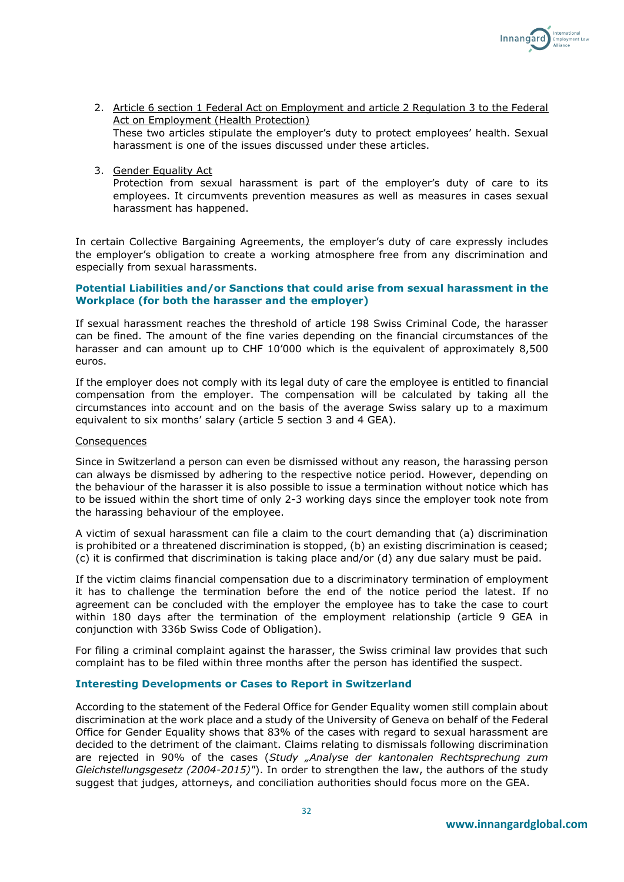2. Article 6 section 1 Federal Act on Employment and article 2 Regulation 3 to the Federal Act on Employment (Health Protection)
   These two articles stipulate the employer's duty to protect employees' health. Sexual harassment is one of the issues discussed under these articles.

3. Gender Equality Act
   Protection from sexual harassment is part of the employer's duty of care to its employees. It circumvents prevention measures as well as measures in cases sexual harassment has happened.

In certain Collective Bargaining Agreements, the employer's duty of care expressly includes the employer's obligation to create a working atmosphere free from any discrimination and especially from sexual harassments.

### Potential Liabilities and/or Sanctions that could arise from sexual harassment in the Workplace (for both the harasser and the employer)

If sexual harassment reaches the threshold of article 198 Swiss Criminal Code, the harasser can be fined. The amount of the fine varies depending on the financial circumstances of the harasser and can amount up to CHF 10'000 which is the equivalent of approximately 8,500 euros.

If the employer does not comply with its legal duty of care the employee is entitled to financial compensation from the employer. The compensation will be calculated by taking all the circumstances into account and on the basis of the average Swiss salary up to a maximum equivalent to six months' salary (article 5 section 3 and 4 GEA).

Consequences

Since in Switzerland a person can even be dismissed without any reason, the harassing person can always be dismissed by adhering to the respective notice period. However, depending on the behaviour of the harasser it is also possible to issue a termination without notice which has to be issued within the short time of only 2-3 working days since the employer took note from the harassing behaviour of the employee.

A victim of sexual harassment can file a claim to the court demanding that (a) discrimination is prohibited or a threatened discrimination is stopped, (b) an existing discrimination is ceased; (c) it is confirmed that discrimination is taking place and/or (d) any due salary must be paid.

If the victim claims financial compensation due to a discriminatory termination of employment it has to challenge the termination before the end of the notice period the latest. If no agreement can be concluded with the employer the employee has to take the case to court within 180 days after the termination of the employment relationship (article 9 GEA in conjunction with 336b Swiss Code of Obligation).

For filing a criminal complaint against the harasser, the Swiss criminal law provides that such complaint has to be filed within three months after the person has identified the suspect.

### Interesting Developments or Cases to Report in Switzerland

According to the statement of the Federal Office for Gender Equality women still complain about discrimination at the work place and a study of the University of Geneva on behalf of the Federal Office for Gender Equality shows that 83% of the cases with regard to sexual harassment are decided to the detriment of the claimant. Claims relating to dismissals following discrimination are rejected in 90% of the cases (*Study „Analyse der kantonalen Rechtsprechung zum Gleichstellungsgesetz (2004-2015)"*). In order to strengthen the law, the authors of the study suggest that judges, attorneys, and conciliation authorities should focus more on the GEA.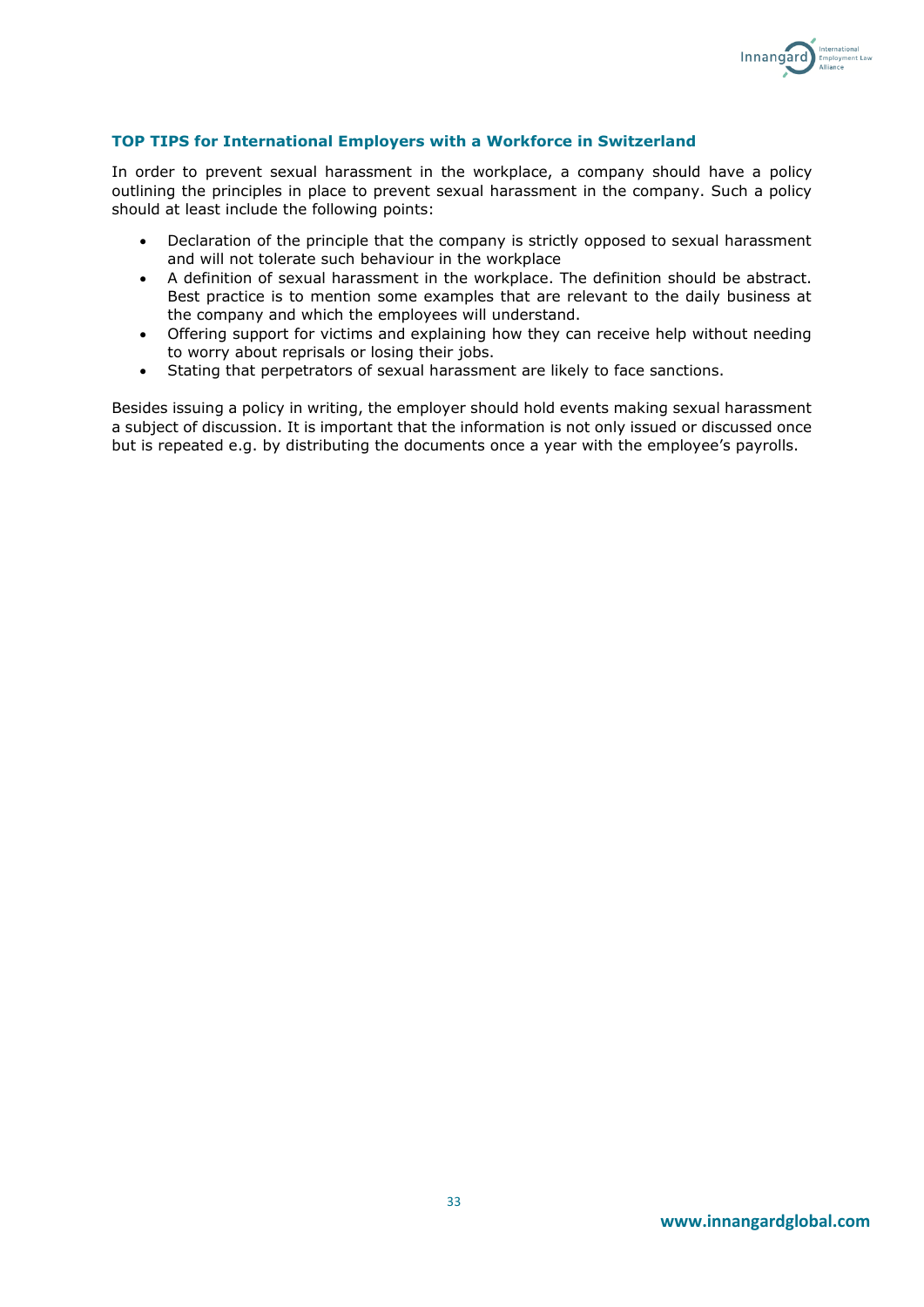### TOP TIPS for International Employers with a Workforce in Switzerland

In order to prevent sexual harassment in the workplace, a company should have a policy outlining the principles in place to prevent sexual harassment in the company. Such a policy should at least include the following points:

- Declaration of the principle that the company is strictly opposed to sexual harassment and will not tolerate such behaviour in the workplace
- A definition of sexual harassment in the workplace. The definition should be abstract. Best practice is to mention some examples that are relevant to the daily business at the company and which the employees will understand.
- Offering support for victims and explaining how they can receive help without needing to worry about reprisals or losing their jobs.
- Stating that perpetrators of sexual harassment are likely to face sanctions.

Besides issuing a policy in writing, the employer should hold events making sexual harassment a subject of discussion. It is important that the information is not only issued or discussed once but is repeated e.g. by distributing the documents once a year with the employee's payrolls.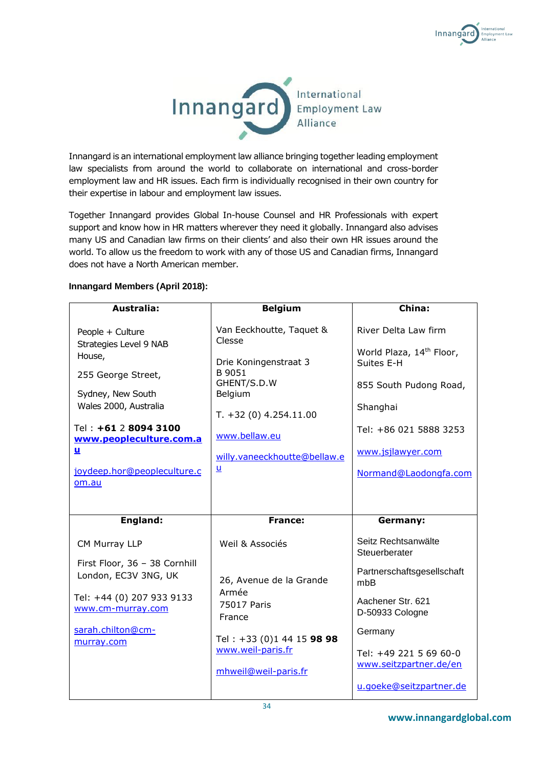Innangard is an international employment law alliance bringing together leading employment law specialists from around the world to collaborate on international and cross-border employment law and HR issues. Each firm is individually recognised in their own country for their expertise in labour and employment law issues.

Together Innangard provides Global In-house Counsel and HR Professionals with expert support and know how in HR matters wherever they need it globally. Innangard also advises many US and Canadian law firms on their clients' and also their own HR issues around the world. To allow us the freedom to work with any of those US and Canadian firms, Innangard does not have a North American member.

**Innangard Members (April 2018):**

| **Australia:** | **Belgium** | **China:** |
|---|---|---|
| People + Culture Strategies Level 9 NAB House,<br><br>255 George Street,<br><br>Sydney, New South Wales 2000, Australia<br><br>Tel : **+61** 2 **8094 3100**<br>**www.peopleculture.com.au**<br><br>joydeep.hor@peopleculture.com.au | Van Eeckhoutte, Taquet & Clesse<br><br>Drie Koningenstraat 3<br>B 9051<br>GHENT/S.D.W<br>Belgium<br><br>T. +32 (0) 4.254.11.00<br><br>www.bellaw.eu<br><br>willy.vaneeckhoutte@bellaw.eu | River Delta Law firm<br><br>World Plaza, 14th Floor, Suites E-H<br><br>855 South Pudong Road,<br><br>Shanghai<br><br>Tel: +86 021 5888 3253<br><br>www.jsjlawyer.com<br><br>Normand@Laodongfa.com |
| **England:** | **France:** | **Germany:** |
| CM Murray LLP<br><br>First Floor, 36 – 38 Cornhill<br>London, EC3V 3NG, UK<br><br>Tel: +44 (0) 207 933 9133<br>www.cm-murray.com<br><br>sarah.chilton@cm-murray.com | Weil & Associés<br><br>26, Avenue de la Grande Armée<br>75017 Paris<br>France<br><br>Tel : +33 (0)1 44 15 **98 98**<br>www.weil-paris.fr<br><br>mhweil@weil-paris.fr | Seitz Rechtsanwälte Steuerberater<br><br>Partnerschaftsgesellschaft mbB<br><br>Aachener Str. 621<br>D-50933 Cologne<br><br>Germany<br><br>Tel: +49 221 5 69 60-0<br>www.seitzpartner.de/en<br><br>u.goeke@seitzpartner.de |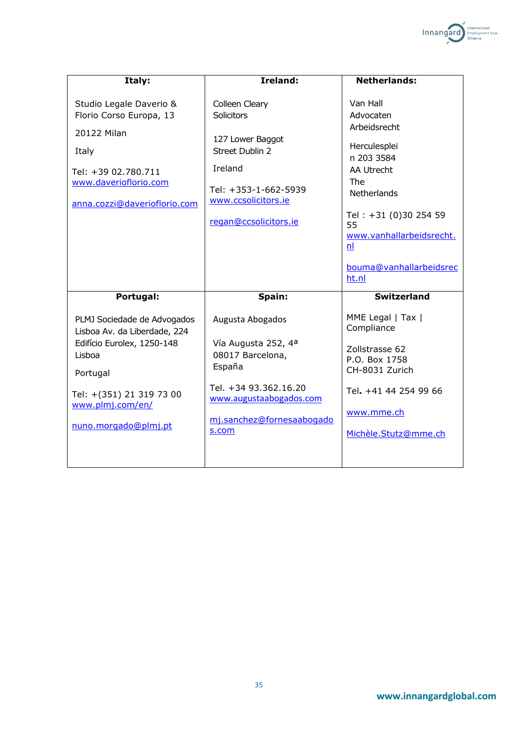| Italy: | Ireland: | Netherlands: |
|---|---|---|
| Studio Legale Daverio & Florio Corso Europa, 13<br><br>20122 Milan<br><br>Italy<br><br>Tel: +39 02.780.711<br>www.daverioflorio.com<br><br>anna.cozzi@daverioflorio.com | Colleen Cleary Solicitors<br><br>127 Lower Baggot Street Dublin 2<br><br>Ireland<br><br>Tel: +353-1-662-5939<br>www.ccsolicitors.ie<br><br>regan@ccsolicitors.ie | Van Hall Advocaten Arbeidsrecht<br><br>Herculesplein 203 3584 AA Utrecht The Netherlands<br><br>Tel : +31 (0)30 254 59 55<br>www.vanhallarbeidsrecht.nl<br><br>bouma@vanhallarbeidsrecht.nl |
| **Portugal:** | **Spain:** | **Switzerland** |
| PLMJ Sociedade de Advogados Lisboa Av. da Liberdade, 224 Edifício Eurolex, 1250-148 Lisboa<br><br>Portugal<br><br>Tel: +(351) 21 319 73 00<br>www.plmj.com/en/<br><br>nuno.morgado@plmj.pt | Augusta Abogados<br><br>Vía Augusta 252, 4ª<br>08017 Barcelona,<br>España<br><br>Tel. +34 93.362.16.20<br>www.augustaabogados.com<br><br>mj.sanchez@fornesaabogados.com | MME Legal \| Tax \| Compliance<br><br>Zollstrasse 62<br>P.O. Box 1758<br>CH-8031 Zurich<br><br>Tel. +41 44 254 99 66<br><br>www.mme.ch<br><br>Michèle.Stutz@mme.ch |